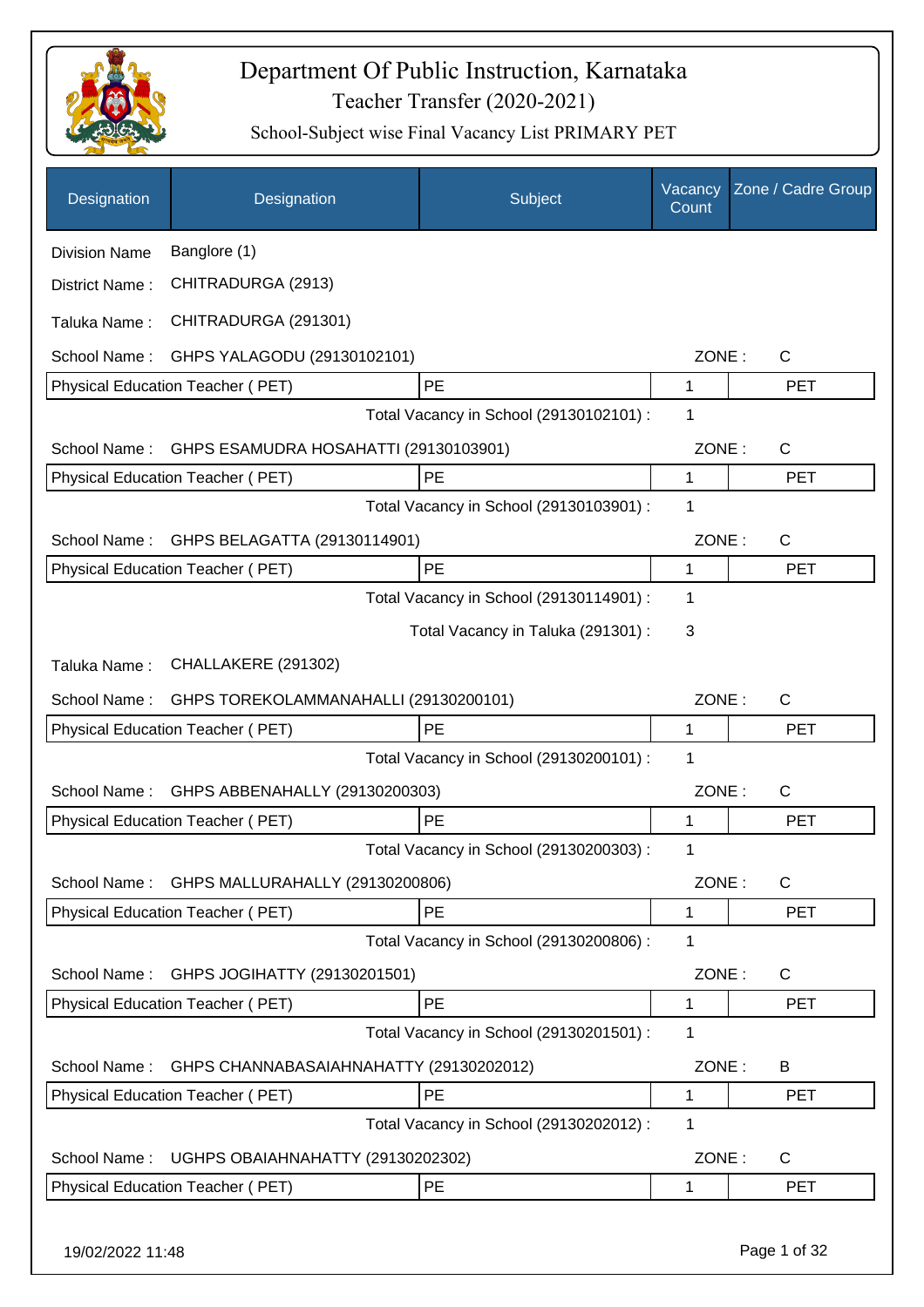# Department Of Public Instruction, Karnataka

## Teacher Transfer (2020-2021)

### School-Subject wise Final Vacancy List PRIMARY PET

| Designation | Designation | Subject | Vacancy Count | Zone / Cadre Group |
|---|---|---|---|---|
| Division Name | Banglore (1) | | | |
| District Name : | CHITRADURGA (2913) | | | |
| Taluka Name : | CHITRADURGA (291301) | | | |
| School Name : | GHPS YALAGODU (29130102101) | | ZONE : | C |
| Physical Education Teacher ( PET) | | PE | 1 | PET |
| | | Total Vacancy in School (29130102101) : | 1 | |
| School Name : | GHPS ESAMUDRA HOSAHATTI (29130103901) | | ZONE : | C |
| Physical Education Teacher ( PET) | | PE | 1 | PET |
| | | Total Vacancy in School (29130103901) : | 1 | |
| School Name : | GHPS BELAGATTA (29130114901) | | ZONE : | C |
| Physical Education Teacher ( PET) | | PE | 1 | PET |
| | | Total Vacancy in School (29130114901) : | 1 | |
| | | Total Vacancy in Taluka (291301) : | 3 | |
| Taluka Name : | CHALLAKERE (291302) | | | |
| School Name : | GHPS TOREKOLAMMANAHALLI (29130200101) | | ZONE : | C |
| Physical Education Teacher ( PET) | | PE | 1 | PET |
| | | Total Vacancy in School (29130200101) : | 1 | |
| School Name : | GHPS ABBENAHALLY (29130200303) | | ZONE : | C |
| Physical Education Teacher ( PET) | | PE | 1 | PET |
| | | Total Vacancy in School (29130200303) : | 1 | |
| School Name : | GHPS MALLURAHALLY (29130200806) | | ZONE : | C |
| Physical Education Teacher ( PET) | | PE | 1 | PET |
| | | Total Vacancy in School (29130200806) : | 1 | |
| School Name : | GHPS JOGIHATTY (29130201501) | | ZONE : | C |
| Physical Education Teacher ( PET) | | PE | 1 | PET |
| | | Total Vacancy in School (29130201501) : | 1 | |
| School Name : | GHPS CHANNABASAIAHNAHATTY (29130202012) | | ZONE : | B |
| Physical Education Teacher ( PET) | | PE | 1 | PET |
| | | Total Vacancy in School (29130202012) : | 1 | |
| School Name : | UGHPS OBAIAHNAHATTY (29130202302) | | ZONE : | C |
| Physical Education Teacher ( PET) | | PE | 1 | PET |

19/02/2022 11:48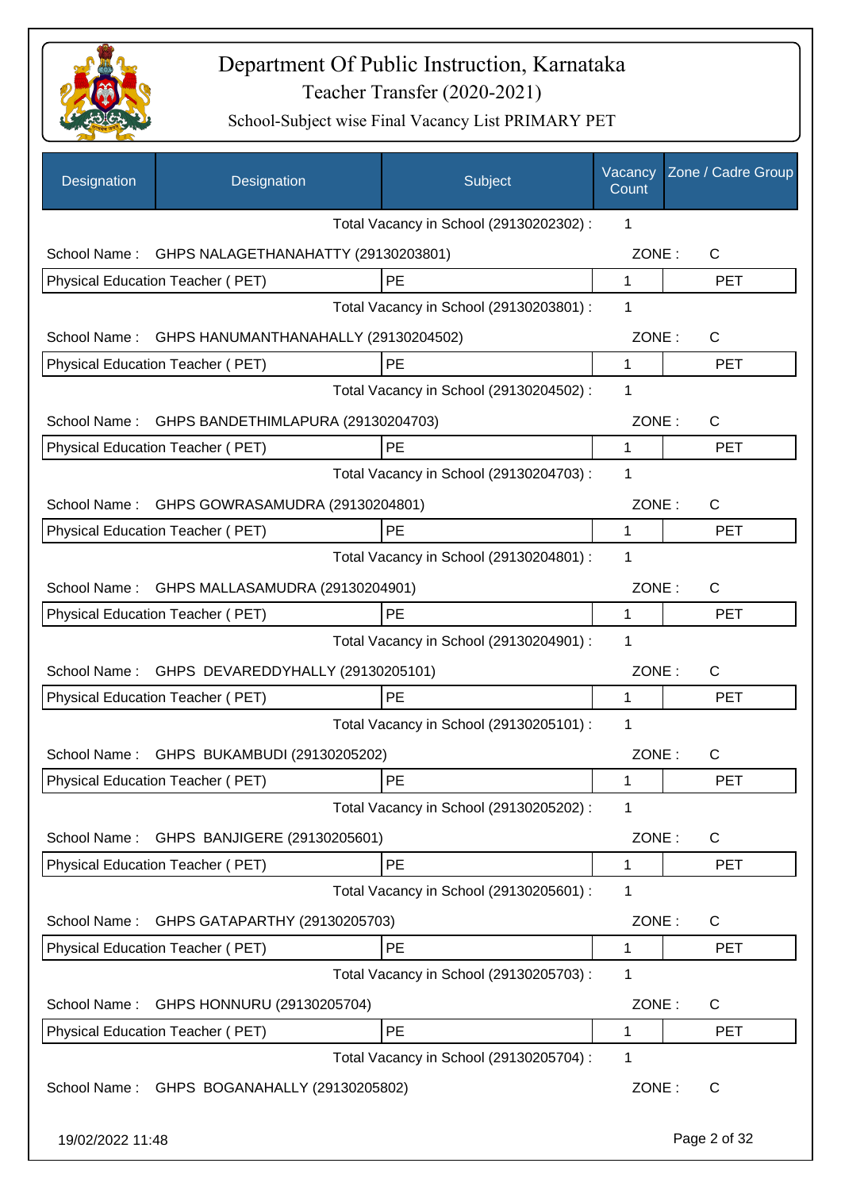# Department Of Public Instruction, Karnataka

## Teacher Transfer (2020-2021)

### School-Subject wise Final Vacancy List PRIMARY PET

| Designation | Designation | Subject | Vacancy Count | Zone / Cadre Group |
|---|---|---|---|---|
| | | Total Vacancy in School (29130202302) : | 1 | |
| School Name : | GHPS NALAGETHANAHATTY (29130203801) | | ZONE : | C |
| Physical Education Teacher ( PET) | | PE | 1 | PET |
| | | Total Vacancy in School (29130203801) : | 1 | |
| School Name : | GHPS HANUMANTHANAHALLY (29130204502) | | ZONE : | C |
| Physical Education Teacher ( PET) | | PE | 1 | PET |
| | | Total Vacancy in School (29130204502) : | 1 | |
| School Name : | GHPS BANDETHIMLAPURA (29130204703) | | ZONE : | C |
| Physical Education Teacher ( PET) | | PE | 1 | PET |
| | | Total Vacancy in School (29130204703) : | 1 | |
| School Name : | GHPS GOWRASAMUDRA (29130204801) | | ZONE : | C |
| Physical Education Teacher ( PET) | | PE | 1 | PET |
| | | Total Vacancy in School (29130204801) : | 1 | |
| School Name : | GHPS MALLASAMUDRA (29130204901) | | ZONE : | C |
| Physical Education Teacher ( PET) | | PE | 1 | PET |
| | | Total Vacancy in School (29130204901) : | 1 | |
| School Name : | GHPS DEVAREDDYHALLY (29130205101) | | ZONE : | C |
| Physical Education Teacher ( PET) | | PE | 1 | PET |
| | | Total Vacancy in School (29130205101) : | 1 | |
| School Name : | GHPS BUKAMBUDI (29130205202) | | ZONE : | C |
| Physical Education Teacher ( PET) | | PE | 1 | PET |
| | | Total Vacancy in School (29130205202) : | 1 | |
| School Name : | GHPS BANJIGERE (29130205601) | | ZONE : | C |
| Physical Education Teacher ( PET) | | PE | 1 | PET |
| | | Total Vacancy in School (29130205601) : | 1 | |
| School Name : | GHPS GATAPARTHY (29130205703) | | ZONE : | C |
| Physical Education Teacher ( PET) | | PE | 1 | PET |
| | | Total Vacancy in School (29130205703) : | 1 | |
| School Name : | GHPS HONNURU (29130205704) | | ZONE : | C |
| Physical Education Teacher ( PET) | | PE | 1 | PET |
| | | Total Vacancy in School (29130205704) : | 1 | |
| School Name : | GHPS BOGANAHALLY (29130205802) | | ZONE : | C |

19/02/2022 11:48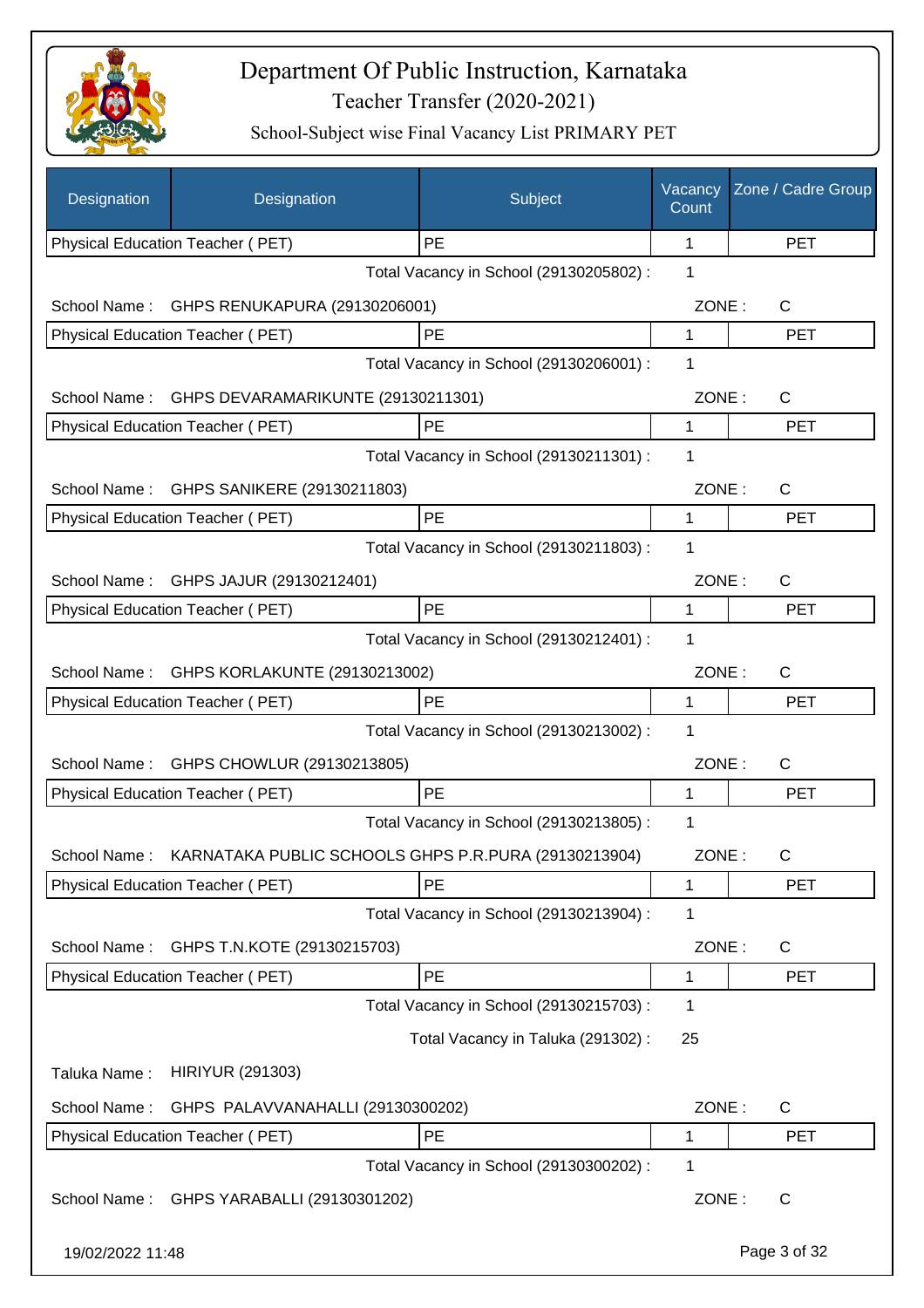# Department Of Public Instruction, Karnataka

## Teacher Transfer (2020-2021)

### School-Subject wise Final Vacancy List PRIMARY PET

| Designation | Designation | Subject | Vacancy Count | Zone / Cadre Group |
|---|---|---|---|---|
| Physical Education Teacher ( PET) | | PE | 1 | PET |

Total Vacancy in School (29130205802) : 1

School Name : GHPS RENUKAPURA (29130206001) ZONE : C

| Designation | Subject | Vacancy Count | Zone / Cadre Group |
|---|---|---|---|
| Physical Education Teacher ( PET) | PE | 1 | PET |

Total Vacancy in School (29130206001) : 1

School Name : GHPS DEVARAMARIKUNTE (29130211301) ZONE : C

| Designation | Subject | Vacancy Count | Zone / Cadre Group |
|---|---|---|---|
| Physical Education Teacher ( PET) | PE | 1 | PET |

Total Vacancy in School (29130211301) : 1

School Name : GHPS SANIKERE (29130211803) ZONE : C

| Designation | Subject | Vacancy Count | Zone / Cadre Group |
|---|---|---|---|
| Physical Education Teacher ( PET) | PE | 1 | PET |

Total Vacancy in School (29130211803) : 1

School Name : GHPS JAJUR (29130212401) ZONE : C

| Designation | Subject | Vacancy Count | Zone / Cadre Group |
|---|---|---|---|
| Physical Education Teacher ( PET) | PE | 1 | PET |

Total Vacancy in School (29130212401) : 1

School Name : GHPS KORLAKUNTE (29130213002) ZONE : C

| Designation | Subject | Vacancy Count | Zone / Cadre Group |
|---|---|---|---|
| Physical Education Teacher ( PET) | PE | 1 | PET |

Total Vacancy in School (29130213002) : 1

School Name : GHPS CHOWLUR (29130213805) ZONE : C

| Designation | Subject | Vacancy Count | Zone / Cadre Group |
|---|---|---|---|
| Physical Education Teacher ( PET) | PE | 1 | PET |

Total Vacancy in School (29130213805) : 1

School Name : KARNATAKA PUBLIC SCHOOLS GHPS P.R.PURA (29130213904) ZONE : C

| Designation | Subject | Vacancy Count | Zone / Cadre Group |
|---|---|---|---|
| Physical Education Teacher ( PET) | PE | 1 | PET |

Total Vacancy in School (29130213904) : 1

School Name : GHPS T.N.KOTE (29130215703) ZONE : C

| Designation | Subject | Vacancy Count | Zone / Cadre Group |
|---|---|---|---|
| Physical Education Teacher ( PET) | PE | 1 | PET |

Total Vacancy in School (29130215703) : 1

Total Vacancy in Taluka (291302) : 25

Taluka Name : HIRIYUR (291303)

School Name : GHPS PALAVVANAHALLI (29130300202) ZONE : C

| Designation | Subject | Vacancy Count | Zone / Cadre Group |
|---|---|---|---|
| Physical Education Teacher ( PET) | PE | 1 | PET |

Total Vacancy in School (29130300202) : 1

School Name : GHPS YARABALLI (29130301202) ZONE : C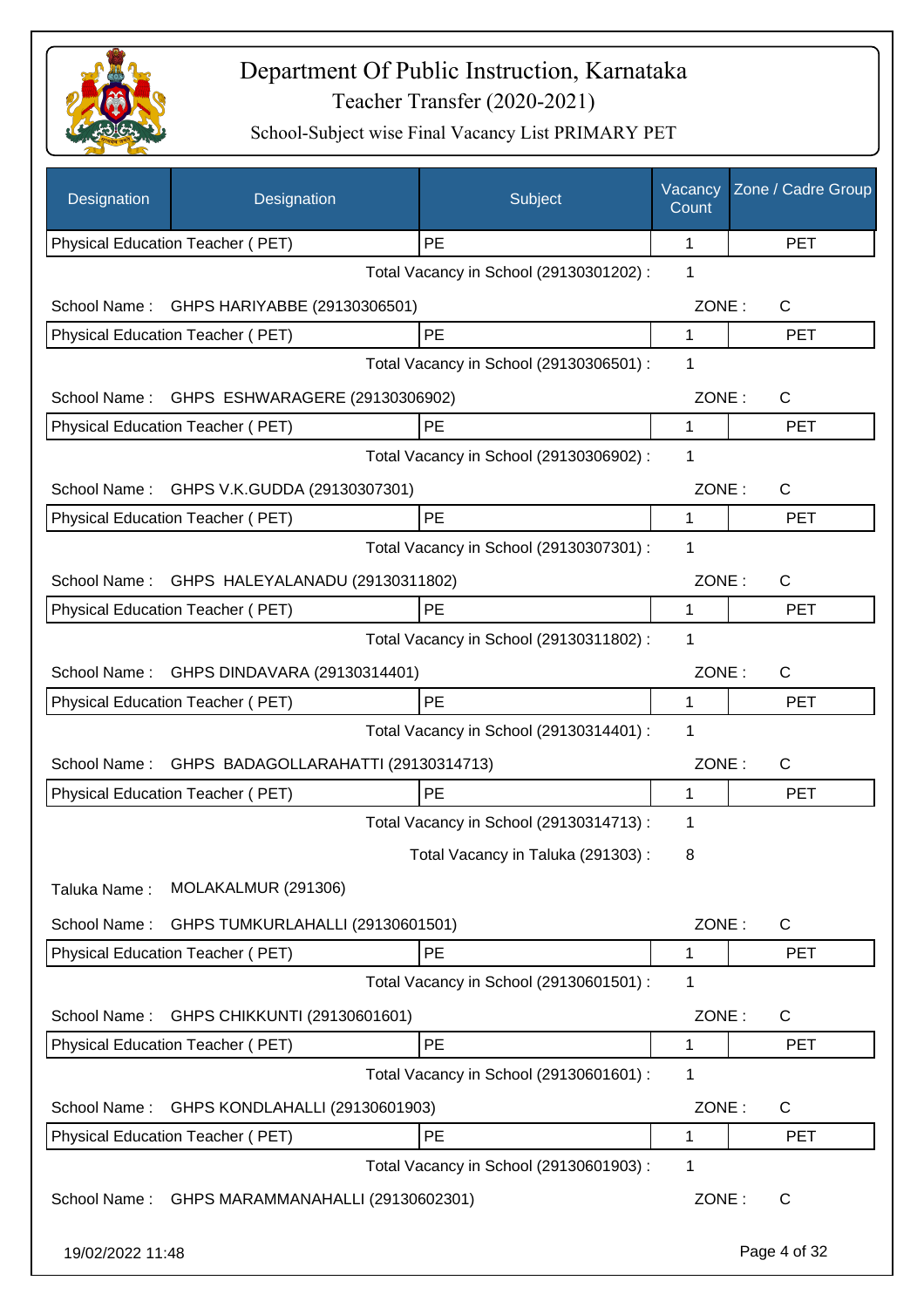# Department Of Public Instruction, Karnataka

Teacher Transfer (2020-2021)

School-Subject wise Final Vacancy List PRIMARY PET

| Designation | Designation | Subject | Vacancy Count | Zone / Cadre Group |
|---|---|---|---|---|
| Physical Education Teacher ( PET) | | PE | 1 | PET |
| | | Total Vacancy in School (29130301202) : | 1 | |
| School Name : | GHPS HARIYABBE (29130306501) | | ZONE : | C |
| Physical Education Teacher ( PET) | | PE | 1 | PET |
| | | Total Vacancy in School (29130306501) : | 1 | |
| School Name : | GHPS ESHWARAGERE (29130306902) | | ZONE : | C |
| Physical Education Teacher ( PET) | | PE | 1 | PET |
| | | Total Vacancy in School (29130306902) : | 1 | |
| School Name : | GHPS V.K.GUDDA (29130307301) | | ZONE : | C |
| Physical Education Teacher ( PET) | | PE | 1 | PET |
| | | Total Vacancy in School (29130307301) : | 1 | |
| School Name : | GHPS HALEYALANADU (29130311802) | | ZONE : | C |
| Physical Education Teacher ( PET) | | PE | 1 | PET |
| | | Total Vacancy in School (29130311802) : | 1 | |
| School Name : | GHPS DINDAVARA (29130314401) | | ZONE : | C |
| Physical Education Teacher ( PET) | | PE | 1 | PET |
| | | Total Vacancy in School (29130314401) : | 1 | |
| School Name : | GHPS BADAGOLLARAHATTI (29130314713) | | ZONE : | C |
| Physical Education Teacher ( PET) | | PE | 1 | PET |
| | | Total Vacancy in School (29130314713) : | 1 | |
| | | Total Vacancy in Taluka (291303) : | 8 | |
| Taluka Name : | MOLAKALMUR (291306) | | | |
| School Name : | GHPS TUMKURLAHALLI (29130601501) | | ZONE : | C |
| Physical Education Teacher ( PET) | | PE | 1 | PET |
| | | Total Vacancy in School (29130601501) : | 1 | |
| School Name : | GHPS CHIKKUNTI (29130601601) | | ZONE : | C |
| Physical Education Teacher ( PET) | | PE | 1 | PET |
| | | Total Vacancy in School (29130601601) : | 1 | |
| School Name : | GHPS KONDLAHALLI (29130601903) | | ZONE : | C |
| Physical Education Teacher ( PET) | | PE | 1 | PET |
| | | Total Vacancy in School (29130601903) : | 1 | |
| School Name : | GHPS MARAMMANAHALLI (29130602301) | | ZONE : | C |

19/02/2022 11:48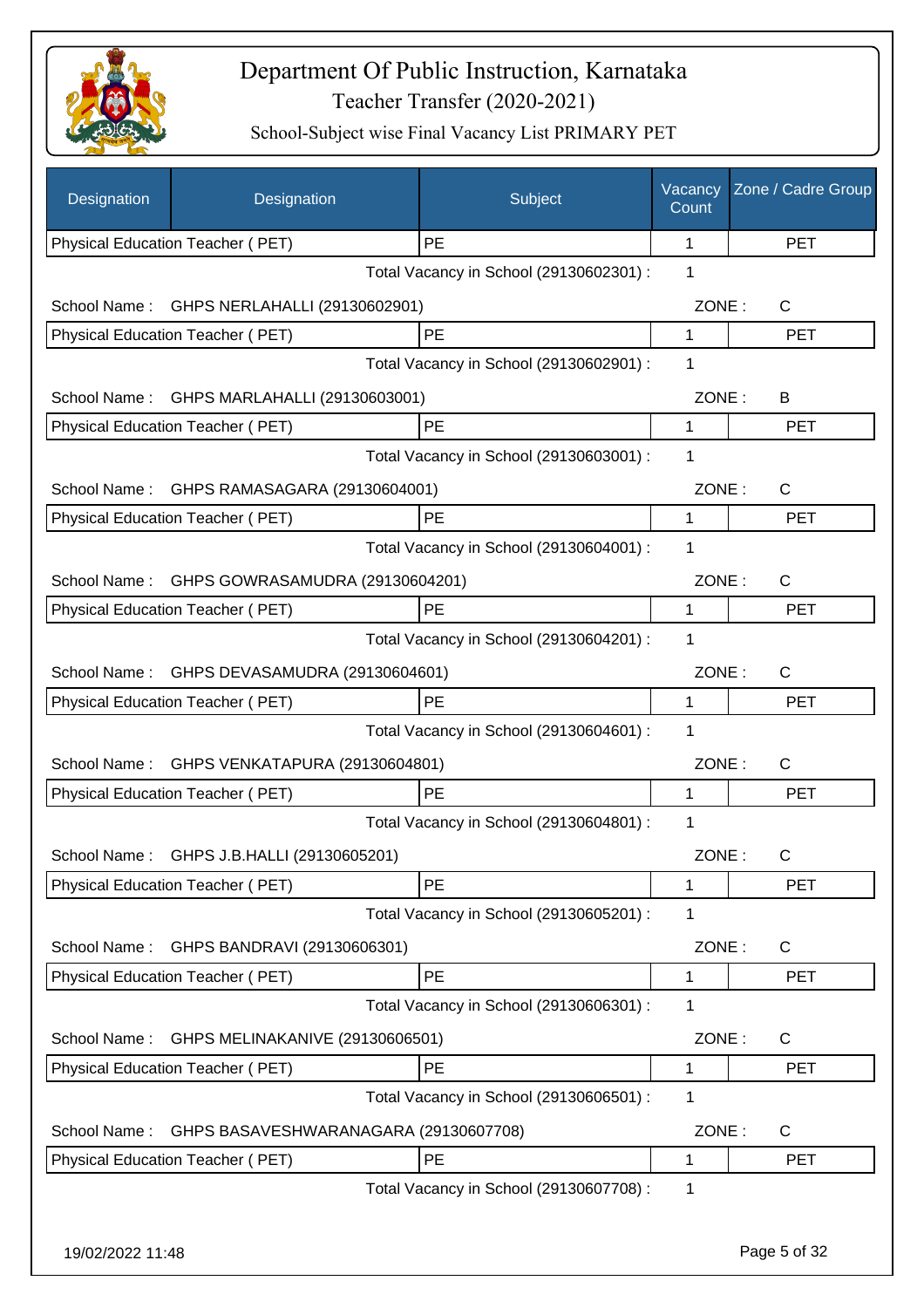# Department Of Public Instruction, Karnataka

## Teacher Transfer (2020-2021)

### School-Subject wise Final Vacancy List PRIMARY PET

| Designation | Designation | Subject | Vacancy Count | Zone / Cadre Group |
|---|---|---|---|---|
| Physical Education Teacher ( PET) | | PE | 1 | PET |
| | | Total Vacancy in School (29130602301) : | 1 | |
| School Name : | GHPS NERLAHALLI (29130602901) | | ZONE : | C |
| Physical Education Teacher ( PET) | | PE | 1 | PET |
| | | Total Vacancy in School (29130602901) : | 1 | |
| School Name : | GHPS MARLAHALLI (29130603001) | | ZONE : | B |
| Physical Education Teacher ( PET) | | PE | 1 | PET |
| | | Total Vacancy in School (29130603001) : | 1 | |
| School Name : | GHPS RAMASAGARA (29130604001) | | ZONE : | C |
| Physical Education Teacher ( PET) | | PE | 1 | PET |
| | | Total Vacancy in School (29130604001) : | 1 | |
| School Name : | GHPS GOWRASAMUDRA (29130604201) | | ZONE : | C |
| Physical Education Teacher ( PET) | | PE | 1 | PET |
| | | Total Vacancy in School (29130604201) : | 1 | |
| School Name : | GHPS DEVASAMUDRA (29130604601) | | ZONE : | C |
| Physical Education Teacher ( PET) | | PE | 1 | PET |
| | | Total Vacancy in School (29130604601) : | 1 | |
| School Name : | GHPS VENKATAPURA (29130604801) | | ZONE : | C |
| Physical Education Teacher ( PET) | | PE | 1 | PET |
| | | Total Vacancy in School (29130604801) : | 1 | |
| School Name : | GHPS J.B.HALLI (29130605201) | | ZONE : | C |
| Physical Education Teacher ( PET) | | PE | 1 | PET |
| | | Total Vacancy in School (29130605201) : | 1 | |
| School Name : | GHPS BANDRAVI (29130606301) | | ZONE : | C |
| Physical Education Teacher ( PET) | | PE | 1 | PET |
| | | Total Vacancy in School (29130606301) : | 1 | |
| School Name : | GHPS MELINAKANIVE (29130606501) | | ZONE : | C |
| Physical Education Teacher ( PET) | | PE | 1 | PET |
| | | Total Vacancy in School (29130606501) : | 1 | |
| School Name : | GHPS BASAVESHWARANAGARA (29130607708) | | ZONE : | C |
| Physical Education Teacher ( PET) | | PE | 1 | PET |
| | | Total Vacancy in School (29130607708) : | 1 | |

19/02/2022 11:48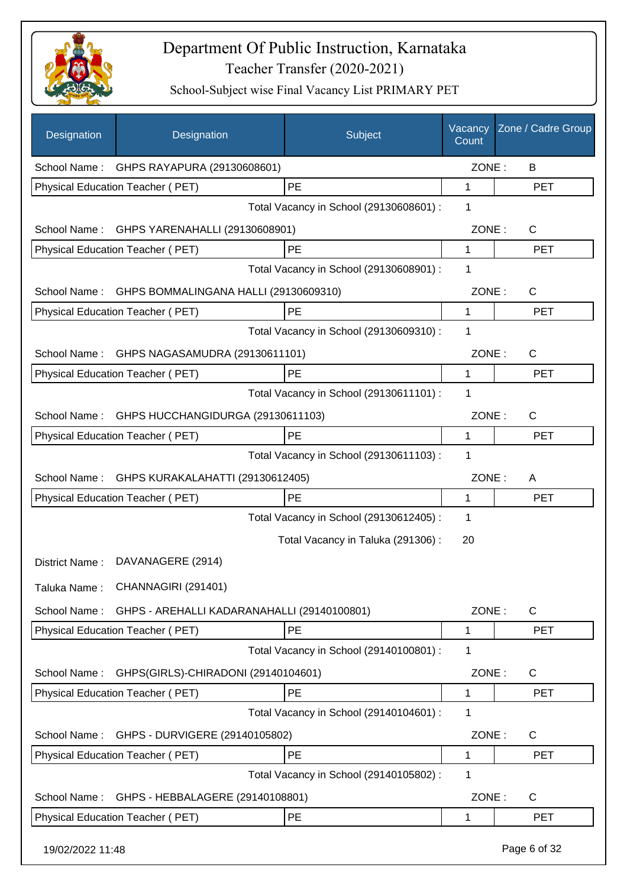# Department Of Public Instruction, Karnataka

## Teacher Transfer (2020-2021)

### School-Subject wise Final Vacancy List PRIMARY PET

| Designation | Designation | Subject | Vacancy Count | Zone / Cadre Group |
|---|---|---|---|---|
| School Name : | GHPS RAYAPURA (29130608601) | | ZONE : | B |
| Physical Education Teacher ( PET) | | PE | 1 | PET |
| | | Total Vacancy in School (29130608601) : | 1 | |
| School Name : | GHPS YARENAHALLI (29130608901) | | ZONE : | C |
| Physical Education Teacher ( PET) | | PE | 1 | PET |
| | | Total Vacancy in School (29130608901) : | 1 | |
| School Name : | GHPS BOMMALINGANA HALLI (29130609310) | | ZONE : | C |
| Physical Education Teacher ( PET) | | PE | 1 | PET |
| | | Total Vacancy in School (29130609310) : | 1 | |
| School Name : | GHPS NAGASAMUDRA (29130611101) | | ZONE : | C |
| Physical Education Teacher ( PET) | | PE | 1 | PET |
| | | Total Vacancy in School (29130611101) : | 1 | |
| School Name : | GHPS HUCCHANGIDURGA (29130611103) | | ZONE : | C |
| Physical Education Teacher ( PET) | | PE | 1 | PET |
| | | Total Vacancy in School (29130611103) : | 1 | |
| School Name : | GHPS KURAKALAHATTI (29130612405) | | ZONE : | A |
| Physical Education Teacher ( PET) | | PE | 1 | PET |
| | | Total Vacancy in School (29130612405) : | 1 | |
| | | Total Vacancy in Taluka (291306) : | 20 | |
| District Name : | DAVANAGERE (2914) | | | |
| Taluka Name : | CHANNAGIRI (291401) | | | |
| School Name : | GHPS - AREHALLI KADARANAHALLI (29140100801) | | ZONE : | C |
| Physical Education Teacher ( PET) | | PE | 1 | PET |
| | | Total Vacancy in School (29140100801) : | 1 | |
| School Name : | GHPS(GIRLS)-CHIRADONI (29140104601) | | ZONE : | C |
| Physical Education Teacher ( PET) | | PE | 1 | PET |
| | | Total Vacancy in School (29140104601) : | 1 | |
| School Name : | GHPS - DURVIGERE (29140105802) | | ZONE : | C |
| Physical Education Teacher ( PET) | | PE | 1 | PET |
| | | Total Vacancy in School (29140105802) : | 1 | |
| School Name : | GHPS - HEBBALAGERE (29140108801) | | ZONE : | C |
| Physical Education Teacher ( PET) | | PE | 1 | PET |

19/02/2022 11:48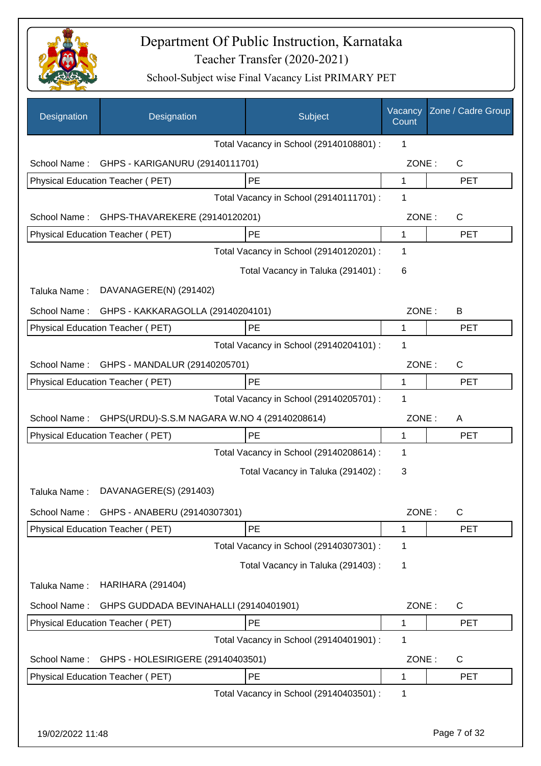# Department Of Public Instruction, Karnataka

## Teacher Transfer (2020-2021)

### School-Subject wise Final Vacancy List PRIMARY PET

| Designation | Designation | Subject | Vacancy Count | Zone / Cadre Group |
|---|---|---|---|---|
| | | Total Vacancy in School (29140108801) : | 1 | |
| School Name : | GHPS - KARIGANURU (29140111701) | | ZONE : | C |
| Physical Education Teacher ( PET) | | PE | 1 | PET |
| | | Total Vacancy in School (29140111701) : | 1 | |
| School Name : | GHPS-THAVAREKERE (29140120201) | | ZONE : | C |
| Physical Education Teacher ( PET) | | PE | 1 | PET |
| | | Total Vacancy in School (29140120201) : | 1 | |
| | | Total Vacancy in Taluka (291401) : | 6 | |
| Taluka Name : | DAVANAGERE(N) (291402) | | | |
| School Name : | GHPS - KAKKARAGOLLA (29140204101) | | ZONE : | B |
| Physical Education Teacher ( PET) | | PE | 1 | PET |
| | | Total Vacancy in School (29140204101) : | 1 | |
| School Name : | GHPS - MANDALUR (29140205701) | | ZONE : | C |
| Physical Education Teacher ( PET) | | PE | 1 | PET |
| | | Total Vacancy in School (29140205701) : | 1 | |
| School Name : | GHPS(URDU)-S.S.M NAGARA W.NO 4 (29140208614) | | ZONE : | A |
| Physical Education Teacher ( PET) | | PE | 1 | PET |
| | | Total Vacancy in School (29140208614) : | 1 | |
| | | Total Vacancy in Taluka (291402) : | 3 | |
| Taluka Name : | DAVANAGERE(S) (291403) | | | |
| School Name : | GHPS - ANABERU (29140307301) | | ZONE : | C |
| Physical Education Teacher ( PET) | | PE | 1 | PET |
| | | Total Vacancy in School (29140307301) : | 1 | |
| | | Total Vacancy in Taluka (291403) : | 1 | |
| Taluka Name : | HARIHARA (291404) | | | |
| School Name : | GHPS GUDDADA BEVINAHALLI (29140401901) | | ZONE : | C |
| Physical Education Teacher ( PET) | | PE | 1 | PET |
| | | Total Vacancy in School (29140401901) : | 1 | |
| School Name : | GHPS - HOLESIRIGERE (29140403501) | | ZONE : | C |
| Physical Education Teacher ( PET) | | PE | 1 | PET |
| | | Total Vacancy in School (29140403501) : | 1 | |

19/02/2022 11:48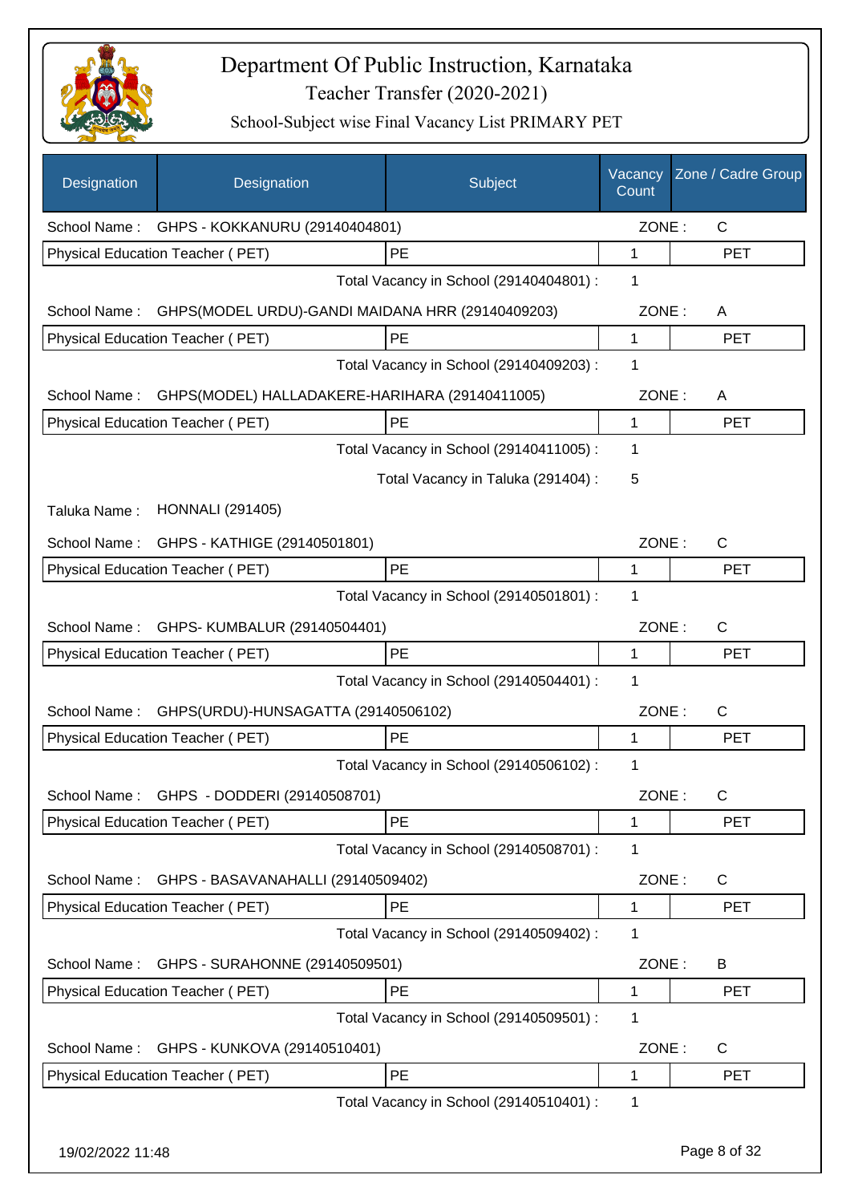# Department Of Public Instruction, Karnataka

## Teacher Transfer (2020-2021)

### School-Subject wise Final Vacancy List PRIMARY PET

| Designation | Designation | Subject | Vacancy Count | Zone / Cadre Group |
|---|---|---|---|---|
| School Name : | GHPS - KOKKANURU (29140404801) | | ZONE : | C |
| Physical Education Teacher ( PET) | | PE | 1 | PET |
| | | Total Vacancy in School (29140404801) : | 1 | |
| School Name : | GHPS(MODEL URDU)-GANDI MAIDANA HRR (29140409203) | | ZONE : | A |
| Physical Education Teacher ( PET) | | PE | 1 | PET |
| | | Total Vacancy in School (29140409203) : | 1 | |
| School Name : | GHPS(MODEL) HALLADAKERE-HARIHARA (29140411005) | | ZONE : | A |
| Physical Education Teacher ( PET) | | PE | 1 | PET |
| | | Total Vacancy in School (29140411005) : | 1 | |
| | | Total Vacancy in Taluka (291404) : | 5 | |
| Taluka Name : | HONNALI (291405) | | | |
| School Name : | GHPS - KATHIGE (29140501801) | | ZONE : | C |
| Physical Education Teacher ( PET) | | PE | 1 | PET |
| | | Total Vacancy in School (29140501801) : | 1 | |
| School Name : | GHPS- KUMBALUR (29140504401) | | ZONE : | C |
| Physical Education Teacher ( PET) | | PE | 1 | PET |
| | | Total Vacancy in School (29140504401) : | 1 | |
| School Name : | GHPS(URDU)-HUNSAGATTA (29140506102) | | ZONE : | C |
| Physical Education Teacher ( PET) | | PE | 1 | PET |
| | | Total Vacancy in School (29140506102) : | 1 | |
| School Name : | GHPS - DODDERI (29140508701) | | ZONE : | C |
| Physical Education Teacher ( PET) | | PE | 1 | PET |
| | | Total Vacancy in School (29140508701) : | 1 | |
| School Name : | GHPS - BASAVANAHALLI (29140509402) | | ZONE : | C |
| Physical Education Teacher ( PET) | | PE | 1 | PET |
| | | Total Vacancy in School (29140509402) : | 1 | |
| School Name : | GHPS - SURAHONNE (29140509501) | | ZONE : | B |
| Physical Education Teacher ( PET) | | PE | 1 | PET |
| | | Total Vacancy in School (29140509501) : | 1 | |
| School Name : | GHPS - KUNKOVA (29140510401) | | ZONE : | C |
| Physical Education Teacher ( PET) | | PE | 1 | PET |
| | | Total Vacancy in School (29140510401) : | 1 | |

19/02/2022 11:48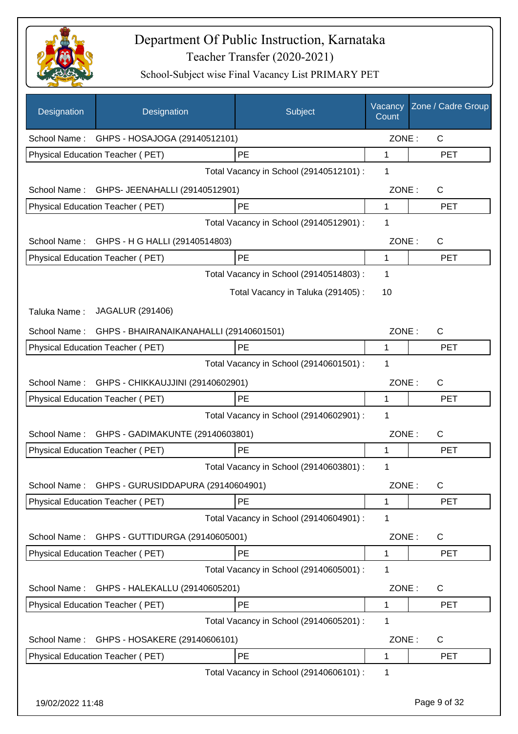# Department Of Public Instruction, Karnataka

## Teacher Transfer (2020-2021)

### School-Subject wise Final Vacancy List PRIMARY PET

| Designation | Designation | Subject | Vacancy Count | Zone / Cadre Group |
|---|---|---|---|---|
| School Name : | GHPS - HOSAJOGA (29140512101) | | ZONE : | C |
| Physical Education Teacher ( PET) | | PE | 1 | PET |
| | | Total Vacancy in School (29140512101) : | 1 | |
| School Name : | GHPS- JEENAHALLI (29140512901) | | ZONE : | C |
| Physical Education Teacher ( PET) | | PE | 1 | PET |
| | | Total Vacancy in School (29140512901) : | 1 | |
| School Name : | GHPS - H G HALLI (29140514803) | | ZONE : | C |
| Physical Education Teacher ( PET) | | PE | 1 | PET |
| | | Total Vacancy in School (29140514803) : | 1 | |
| | | Total Vacancy in Taluka (291405) : | 10 | |
| Taluka Name : | JAGALUR (291406) | | | |
| School Name : | GHPS - BHAIRANAIKANAHALLI (29140601501) | | ZONE : | C |
| Physical Education Teacher ( PET) | | PE | 1 | PET |
| | | Total Vacancy in School (29140601501) : | 1 | |
| School Name : | GHPS - CHIKKAUJJINI (29140602901) | | ZONE : | C |
| Physical Education Teacher ( PET) | | PE | 1 | PET |
| | | Total Vacancy in School (29140602901) : | 1 | |
| School Name : | GHPS - GADIMAKUNTE (29140603801) | | ZONE : | C |
| Physical Education Teacher ( PET) | | PE | 1 | PET |
| | | Total Vacancy in School (29140603801) : | 1 | |
| School Name : | GHPS - GURUSIDDAPURA (29140604901) | | ZONE : | C |
| Physical Education Teacher ( PET) | | PE | 1 | PET |
| | | Total Vacancy in School (29140604901) : | 1 | |
| School Name : | GHPS - GUTTIDURGA (29140605001) | | ZONE : | C |
| Physical Education Teacher ( PET) | | PE | 1 | PET |
| | | Total Vacancy in School (29140605001) : | 1 | |
| School Name : | GHPS - HALEKALLU (29140605201) | | ZONE : | C |
| Physical Education Teacher ( PET) | | PE | 1 | PET |
| | | Total Vacancy in School (29140605201) : | 1 | |
| School Name : | GHPS - HOSAKERE (29140606101) | | ZONE : | C |
| Physical Education Teacher ( PET) | | PE | 1 | PET |
| | | Total Vacancy in School (29140606101) : | 1 | |

19/02/2022 11:48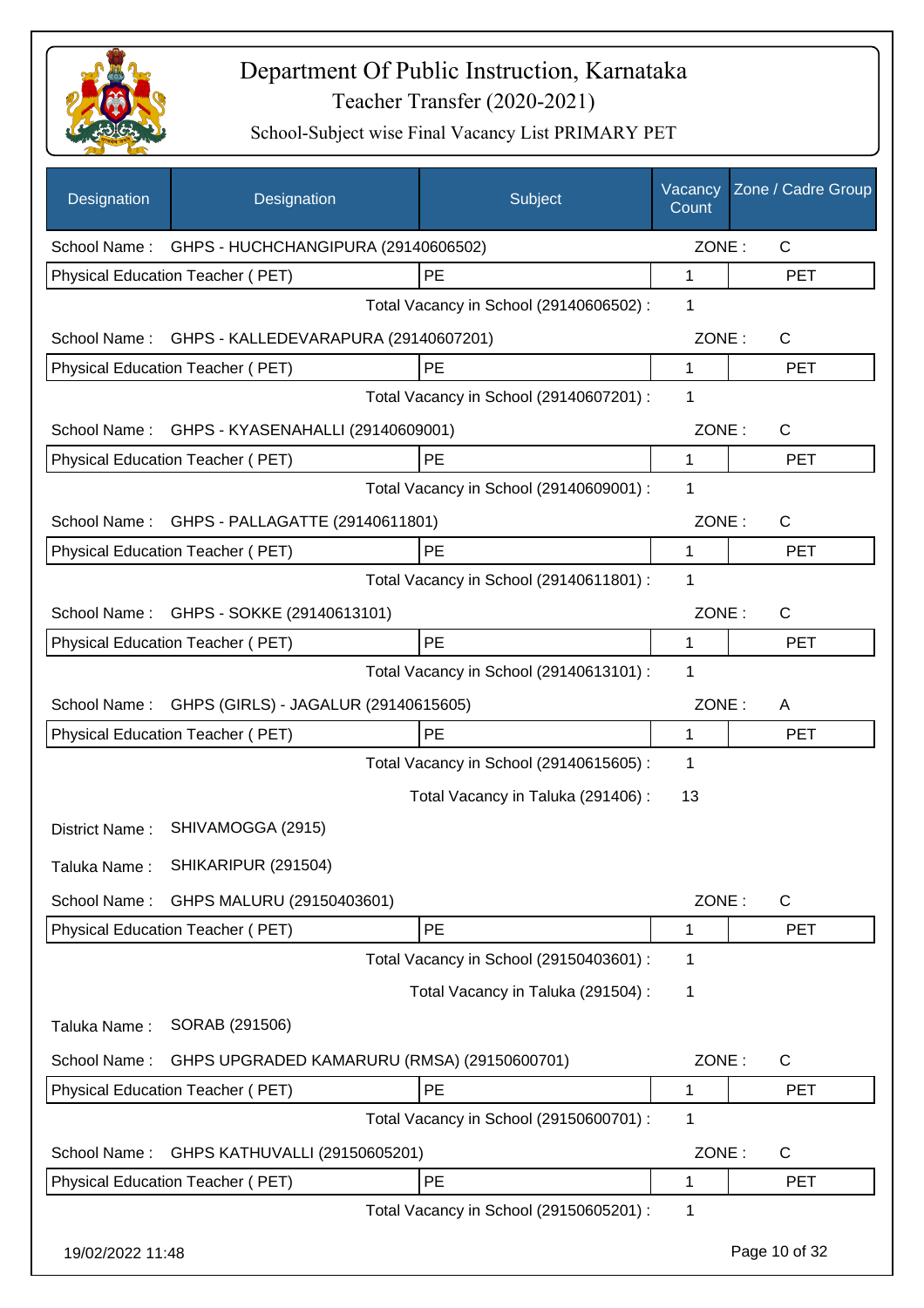# Department Of Public Instruction, Karnataka

## Teacher Transfer (2020-2021)

### School-Subject wise Final Vacancy List PRIMARY PET

| Designation | Designation | Subject | Vacancy Count | Zone / Cadre Group |
|---|---|---|---|---|
| School Name : | GHPS - HUCHCHANGIPURA (29140606502) | | ZONE : | C |
| Physical Education Teacher ( PET) | | PE | 1 | PET |
| | | Total Vacancy in School (29140606502) : | 1 | |
| School Name : | GHPS - KALLEDEVARAPURA (29140607201) | | ZONE : | C |
| Physical Education Teacher ( PET) | | PE | 1 | PET |
| | | Total Vacancy in School (29140607201) : | 1 | |
| School Name : | GHPS - KYASENAHALLI (29140609001) | | ZONE : | C |
| Physical Education Teacher ( PET) | | PE | 1 | PET |
| | | Total Vacancy in School (29140609001) : | 1 | |
| School Name : | GHPS - PALLAGATTE (29140611801) | | ZONE : | C |
| Physical Education Teacher ( PET) | | PE | 1 | PET |
| | | Total Vacancy in School (29140611801) : | 1 | |
| School Name : | GHPS - SOKKE (29140613101) | | ZONE : | C |
| Physical Education Teacher ( PET) | | PE | 1 | PET |
| | | Total Vacancy in School (29140613101) : | 1 | |
| School Name : | GHPS (GIRLS) - JAGALUR (29140615605) | | ZONE : | A |
| Physical Education Teacher ( PET) | | PE | 1 | PET |
| | | Total Vacancy in School (29140615605) : | 1 | |
| | | Total Vacancy in Taluka (291406) : | 13 | |
| District Name : | SHIVAMOGGA (2915) | | | |
| Taluka Name : | SHIKARIPUR (291504) | | | |
| School Name : | GHPS MALURU (29150403601) | | ZONE : | C |
| Physical Education Teacher ( PET) | | PE | 1 | PET |
| | | Total Vacancy in School (29150403601) : | 1 | |
| | | Total Vacancy in Taluka (291504) : | 1 | |
| Taluka Name : | SORAB (291506) | | | |
| School Name : | GHPS UPGRADED KAMARURU (RMSA) (29150600701) | | ZONE : | C |
| Physical Education Teacher ( PET) | | PE | 1 | PET |
| | | Total Vacancy in School (29150600701) : | 1 | |
| School Name : | GHPS KATHUVALLI (29150605201) | | ZONE : | C |
| Physical Education Teacher ( PET) | | PE | 1 | PET |
| | | Total Vacancy in School (29150605201) : | 1 | |

19/02/2022 11:48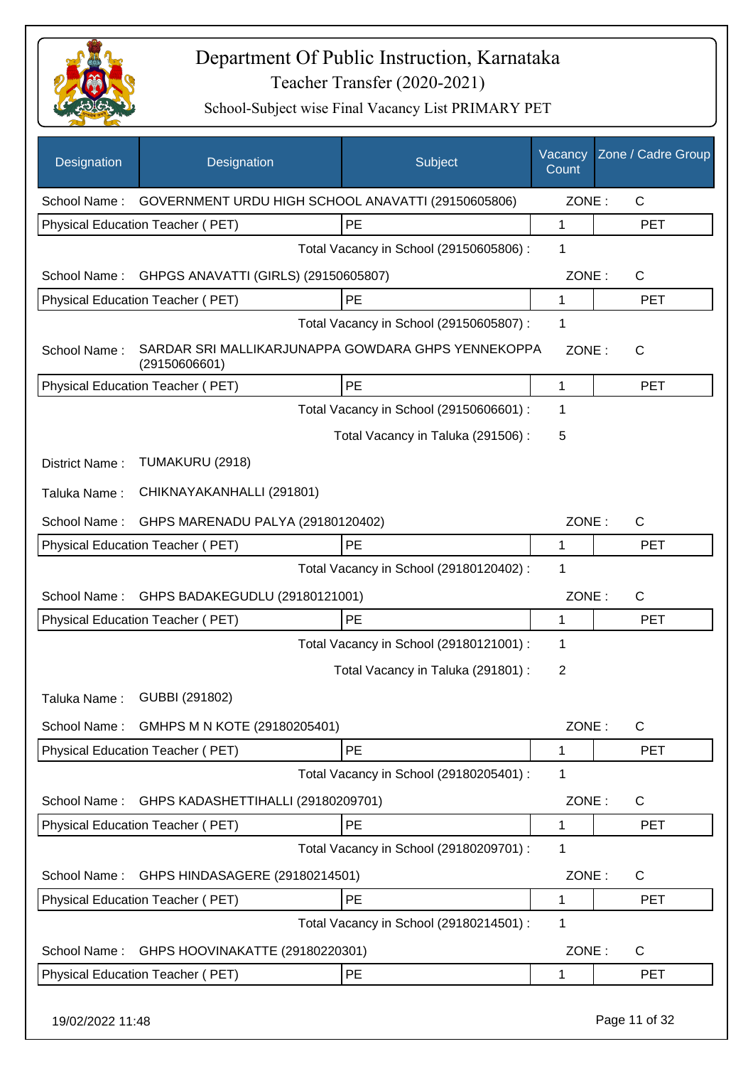# Department Of Public Instruction, Karnataka

## Teacher Transfer (2020-2021)

### School-Subject wise Final Vacancy List PRIMARY PET

| Designation | Designation | Subject | Vacancy Count | Zone / Cadre Group |
|---|---|---|---|---|
| School Name : | GOVERNMENT URDU HIGH SCHOOL ANAVATTI (29150605806) | | ZONE : | C |
| Physical Education Teacher ( PET) | | PE | 1 | PET |
| | | Total Vacancy in School (29150605806) : | 1 | |
| School Name : | GHPGS ANAVATTI (GIRLS) (29150605807) | | ZONE : | C |
| Physical Education Teacher ( PET) | | PE | 1 | PET |
| | | Total Vacancy in School (29150605807) : | 1 | |
| School Name : | SARDAR SRI MALLIKARJUNAPPA GOWDARA GHPS YENNEKOPPA (29150606601) | | ZONE : | C |
| Physical Education Teacher ( PET) | | PE | 1 | PET |
| | | Total Vacancy in School (29150606601) : | 1 | |
| | | Total Vacancy in Taluka (291506) : | 5 | |
| District Name : | TUMAKURU (2918) | | | |
| Taluka Name : | CHIKNAYAKANHALLI (291801) | | | |
| School Name : | GHPS MARENADU PALYA (29180120402) | | ZONE : | C |
| Physical Education Teacher ( PET) | | PE | 1 | PET |
| | | Total Vacancy in School (29180120402) : | 1 | |
| School Name : | GHPS BADAKEGUDLU (29180121001) | | ZONE : | C |
| Physical Education Teacher ( PET) | | PE | 1 | PET |
| | | Total Vacancy in School (29180121001) : | 1 | |
| | | Total Vacancy in Taluka (291801) : | 2 | |
| Taluka Name : | GUBBI (291802) | | | |
| School Name : | GMHPS M N KOTE (29180205401) | | ZONE : | C |
| Physical Education Teacher ( PET) | | PE | 1 | PET |
| | | Total Vacancy in School (29180205401) : | 1 | |
| School Name : | GHPS KADASHETTIHALLI (29180209701) | | ZONE : | C |
| Physical Education Teacher ( PET) | | PE | 1 | PET |
| | | Total Vacancy in School (29180209701) : | 1 | |
| School Name : | GHPS HINDASAGERE (29180214501) | | ZONE : | C |
| Physical Education Teacher ( PET) | | PE | 1 | PET |
| | | Total Vacancy in School (29180214501) : | 1 | |
| School Name : | GHPS HOOVINAKATTE (29180220301) | | ZONE : | C |
| Physical Education Teacher ( PET) | | PE | 1 | PET |

19/02/2022 11:48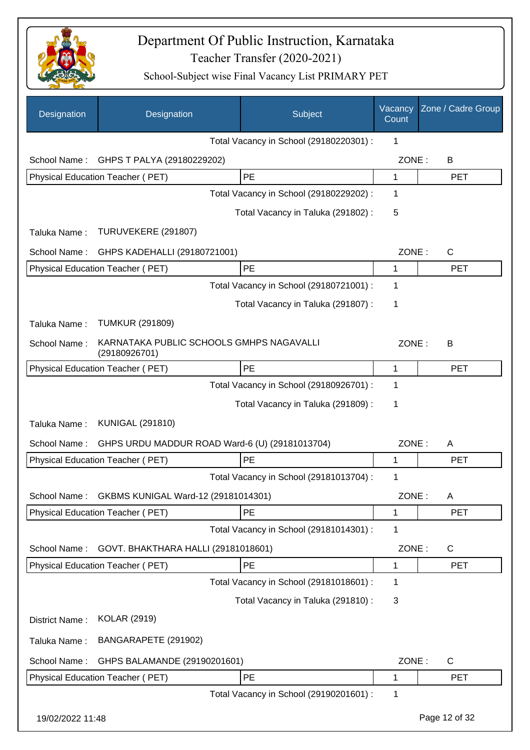# Department Of Public Instruction, Karnataka

## Teacher Transfer (2020-2021)

### School-Subject wise Final Vacancy List PRIMARY PET

| Designation | Designation | Subject | Vacancy Count | Zone / Cadre Group |
|---|---|---|---|---|
| | | Total Vacancy in School (29180220301) : | 1 | |
| School Name : | GHPS T PALYA (29180229202) | | ZONE : | B |
| Physical Education Teacher ( PET) | | PE | 1 | PET |
| | | Total Vacancy in School (29180229202) : | 1 | |
| | | Total Vacancy in Taluka (291802) : | 5 | |
| Taluka Name : | TURUVEKERE (291807) | | | |
| School Name : | GHPS KADEHALLI (29180721001) | | ZONE : | C |
| Physical Education Teacher ( PET) | | PE | 1 | PET |
| | | Total Vacancy in School (29180721001) : | 1 | |
| | | Total Vacancy in Taluka (291807) : | 1 | |
| Taluka Name : | TUMKUR (291809) | | | |
| School Name : | KARNATAKA PUBLIC SCHOOLS GMHPS NAGAVALLI (29180926701) | | ZONE : | B |
| Physical Education Teacher ( PET) | | PE | 1 | PET |
| | | Total Vacancy in School (29180926701) : | 1 | |
| | | Total Vacancy in Taluka (291809) : | 1 | |
| Taluka Name : | KUNIGAL (291810) | | | |
| School Name : | GHPS URDU MADDUR ROAD Ward-6 (U) (29181013704) | | ZONE : | A |
| Physical Education Teacher ( PET) | | PE | 1 | PET |
| | | Total Vacancy in School (29181013704) : | 1 | |
| School Name : | GKBMS KUNIGAL Ward-12 (29181014301) | | ZONE : | A |
| Physical Education Teacher ( PET) | | PE | 1 | PET |
| | | Total Vacancy in School (29181014301) : | 1 | |
| School Name : | GOVT. BHAKTHARA HALLI (29181018601) | | ZONE : | C |
| Physical Education Teacher ( PET) | | PE | 1 | PET |
| | | Total Vacancy in School (29181018601) : | 1 | |
| | | Total Vacancy in Taluka (291810) : | 3 | |
| District Name : | KOLAR (2919) | | | |
| Taluka Name : | BANGARAPETE (291902) | | | |
| School Name : | GHPS BALAMANDE (29190201601) | | ZONE : | C |
| Physical Education Teacher ( PET) | | PE | 1 | PET |
| | | Total Vacancy in School (29190201601) : | 1 | |

19/02/2022 11:48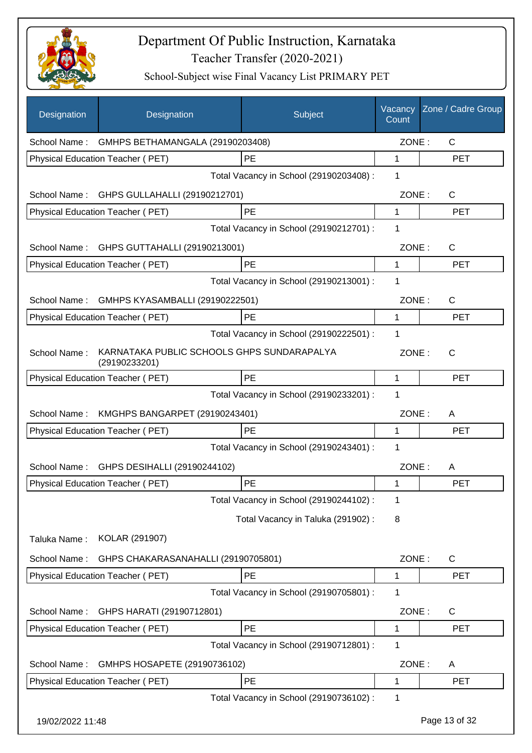# Department Of Public Instruction, Karnataka

## Teacher Transfer (2020-2021)

### School-Subject wise Final Vacancy List PRIMARY PET

| Designation | Designation | Subject | Vacancy Count | Zone / Cadre Group |
|---|---|---|---|---|
| School Name : | GMHPS BETHAMANGALA (29190203408) | | ZONE : | C |
| Physical Education Teacher ( PET) | | PE | 1 | PET |
| | | Total Vacancy in School (29190203408) : | 1 | |
| School Name : | GHPS GULLAHALLI (29190212701) | | ZONE : | C |
| Physical Education Teacher ( PET) | | PE | 1 | PET |
| | | Total Vacancy in School (29190212701) : | 1 | |
| School Name : | GHPS GUTTAHALLI (29190213001) | | ZONE : | C |
| Physical Education Teacher ( PET) | | PE | 1 | PET |
| | | Total Vacancy in School (29190213001) : | 1 | |
| School Name : | GMHPS KYASAMBALLI (29190222501) | | ZONE : | C |
| Physical Education Teacher ( PET) | | PE | 1 | PET |
| | | Total Vacancy in School (29190222501) : | 1 | |
| School Name : | KARNATAKA PUBLIC SCHOOLS GHPS SUNDARAPALYA (29190233201) | | ZONE : | C |
| Physical Education Teacher ( PET) | | PE | 1 | PET |
| | | Total Vacancy in School (29190233201) : | 1 | |
| School Name : | KMGHPS BANGARPET (29190243401) | | ZONE : | A |
| Physical Education Teacher ( PET) | | PE | 1 | PET |
| | | Total Vacancy in School (29190243401) : | 1 | |
| School Name : | GHPS DESIHALLI (29190244102) | | ZONE : | A |
| Physical Education Teacher ( PET) | | PE | 1 | PET |
| | | Total Vacancy in School (29190244102) : | 1 | |
| | | Total Vacancy in Taluka (291902) : | 8 | |
| Taluka Name : | KOLAR (291907) | | | |
| School Name : | GHPS CHAKARASANAHALLI (29190705801) | | ZONE : | C |
| Physical Education Teacher ( PET) | | PE | 1 | PET |
| | | Total Vacancy in School (29190705801) : | 1 | |
| School Name : | GHPS HARATI (29190712801) | | ZONE : | C |
| Physical Education Teacher ( PET) | | PE | 1 | PET |
| | | Total Vacancy in School (29190712801) : | 1 | |
| School Name : | GMHPS HOSAPETE (29190736102) | | ZONE : | A |
| Physical Education Teacher ( PET) | | PE | 1 | PET |
| | | Total Vacancy in School (29190736102) : | 1 | |

19/02/2022 11:48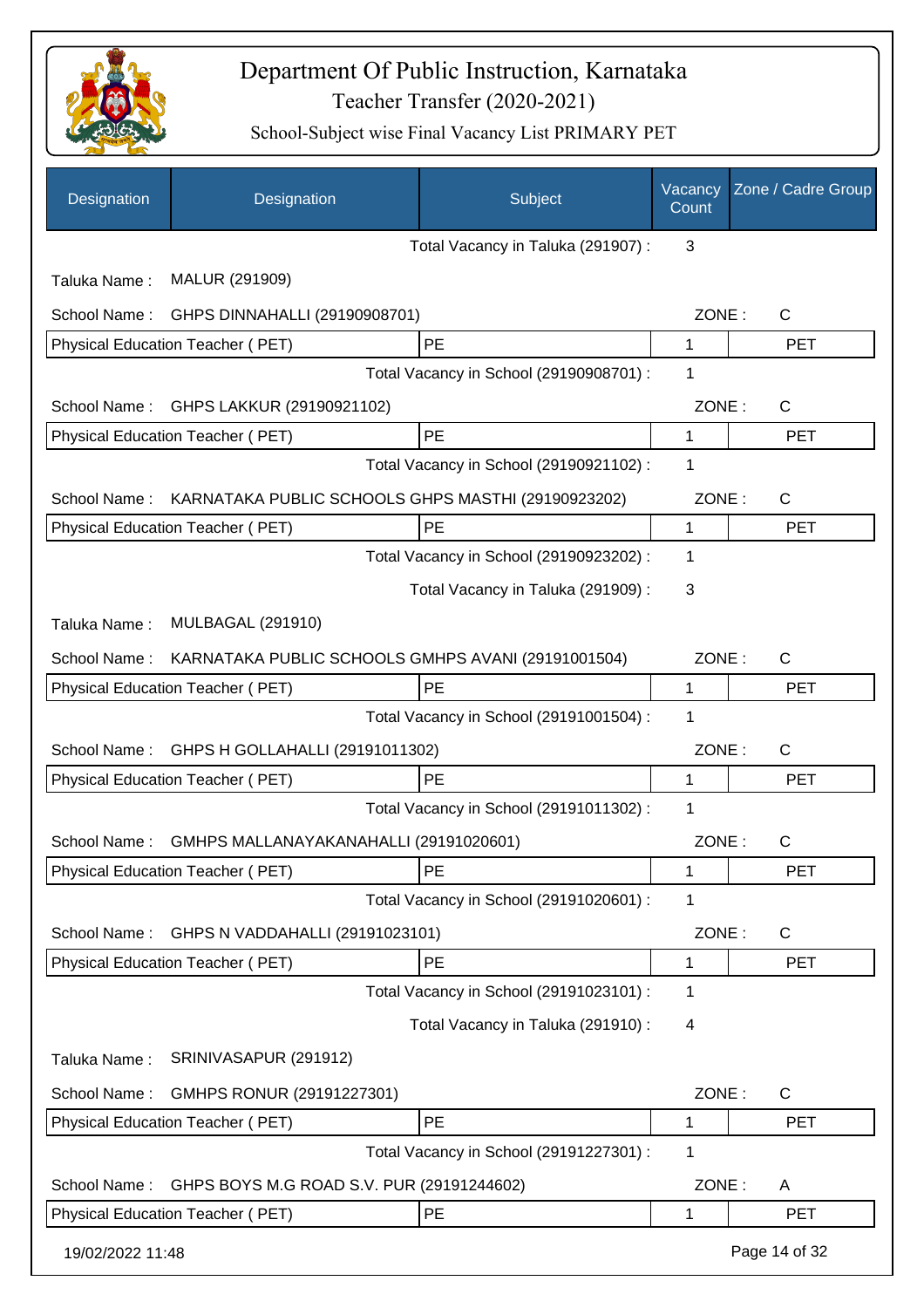# Department Of Public Instruction, Karnataka

## Teacher Transfer (2020-2021)

### School-Subject wise Final Vacancy List PRIMARY PET

| Designation | Designation | Subject | Vacancy Count | Zone / Cadre Group |
|---|---|---|---|---|
| | | Total Vacancy in Taluka (291907) : | 3 | |
| Taluka Name : | MALUR (291909) | | | |
| School Name : | GHPS DINNAHALLI (29190908701) | | ZONE : | C |
| Physical Education Teacher ( PET) | | PE | 1 | PET |
| | | Total Vacancy in School (29190908701) : | 1 | |
| School Name : | GHPS LAKKUR (29190921102) | | ZONE : | C |
| Physical Education Teacher ( PET) | | PE | 1 | PET |
| | | Total Vacancy in School (29190921102) : | 1 | |
| School Name : | KARNATAKA PUBLIC SCHOOLS GHPS MASTHI (29190923202) | | ZONE : | C |
| Physical Education Teacher ( PET) | | PE | 1 | PET |
| | | Total Vacancy in School (29190923202) : | 1 | |
| | | Total Vacancy in Taluka (291909) : | 3 | |
| Taluka Name : | MULBAGAL (291910) | | | |
| School Name : | KARNATAKA PUBLIC SCHOOLS GMHPS AVANI (29191001504) | | ZONE : | C |
| Physical Education Teacher ( PET) | | PE | 1 | PET |
| | | Total Vacancy in School (29191001504) : | 1 | |
| School Name : | GHPS H GOLLAHALLI (29191011302) | | ZONE : | C |
| Physical Education Teacher ( PET) | | PE | 1 | PET |
| | | Total Vacancy in School (29191011302) : | 1 | |
| School Name : | GMHPS MALLANAYAKANAHALLI (29191020601) | | ZONE : | C |
| Physical Education Teacher ( PET) | | PE | 1 | PET |
| | | Total Vacancy in School (29191020601) : | 1 | |
| School Name : | GHPS N VADDAHALLI (29191023101) | | ZONE : | C |
| Physical Education Teacher ( PET) | | PE | 1 | PET |
| | | Total Vacancy in School (29191023101) : | 1 | |
| | | Total Vacancy in Taluka (291910) : | 4 | |
| Taluka Name : | SRINIVASAPUR (291912) | | | |
| School Name : | GMHPS RONUR (29191227301) | | ZONE : | C |
| Physical Education Teacher ( PET) | | PE | 1 | PET |
| | | Total Vacancy in School (29191227301) : | 1 | |
| School Name : | GHPS BOYS M.G ROAD S.V. PUR (29191244602) | | ZONE : | A |
| Physical Education Teacher ( PET) | | PE | 1 | PET |

19/02/2022 11:48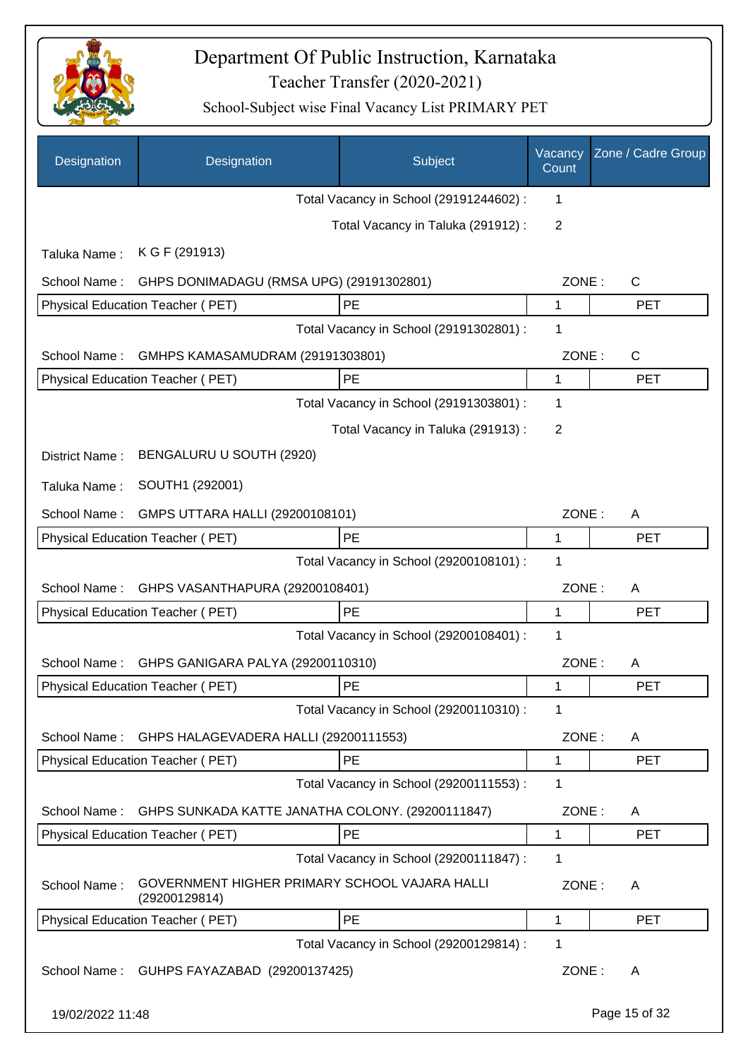# Department Of Public Instruction, Karnataka

## Teacher Transfer (2020-2021)

### School-Subject wise Final Vacancy List PRIMARY PET

| Designation | Designation | Subject | Vacancy Count | Zone / Cadre Group |
|---|---|---|---|---|
| | | Total Vacancy in School (29191244602) : | 1 | |
| | | Total Vacancy in Taluka (291912) : | 2 | |
| Taluka Name : | K G F (291913) | | | |
| School Name : | GHPS DONIMADAGU (RMSA UPG) (29191302801) | | ZONE : | C |
| Physical Education Teacher ( PET) | | PE | 1 | PET |
| | | Total Vacancy in School (29191302801) : | 1 | |
| School Name : | GMHPS KAMASAMUDRAM (29191303801) | | ZONE : | C |
| Physical Education Teacher ( PET) | | PE | 1 | PET |
| | | Total Vacancy in School (29191303801) : | 1 | |
| | | Total Vacancy in Taluka (291913) : | 2 | |
| District Name : | BENGALURU U SOUTH (2920) | | | |
| Taluka Name : | SOUTH1 (292001) | | | |
| School Name : | GMPS UTTARA HALLI (29200108101) | | ZONE : | A |
| Physical Education Teacher ( PET) | | PE | 1 | PET |
| | | Total Vacancy in School (29200108101) : | 1 | |
| School Name : | GHPS VASANTHAPURA (29200108401) | | ZONE : | A |
| Physical Education Teacher ( PET) | | PE | 1 | PET |
| | | Total Vacancy in School (29200108401) : | 1 | |
| School Name : | GHPS GANIGARA PALYA (29200110310) | | ZONE : | A |
| Physical Education Teacher ( PET) | | PE | 1 | PET |
| | | Total Vacancy in School (29200110310) : | 1 | |
| School Name : | GHPS HALAGEVADERA HALLI (29200111553) | | ZONE : | A |
| Physical Education Teacher ( PET) | | PE | 1 | PET |
| | | Total Vacancy in School (29200111553) : | 1 | |
| School Name : | GHPS SUNKADA KATTE JANATHA COLONY. (29200111847) | | ZONE : | A |
| Physical Education Teacher ( PET) | | PE | 1 | PET |
| | | Total Vacancy in School (29200111847) : | 1 | |
| School Name : | GOVERNMENT HIGHER PRIMARY SCHOOL VAJARA HALLI (29200129814) | | ZONE : | A |
| Physical Education Teacher ( PET) | | PE | 1 | PET |
| | | Total Vacancy in School (29200129814) : | 1 | |
| School Name : | GUHPS FAYAZABAD (29200137425) | | ZONE : | A |

19/02/2022 11:48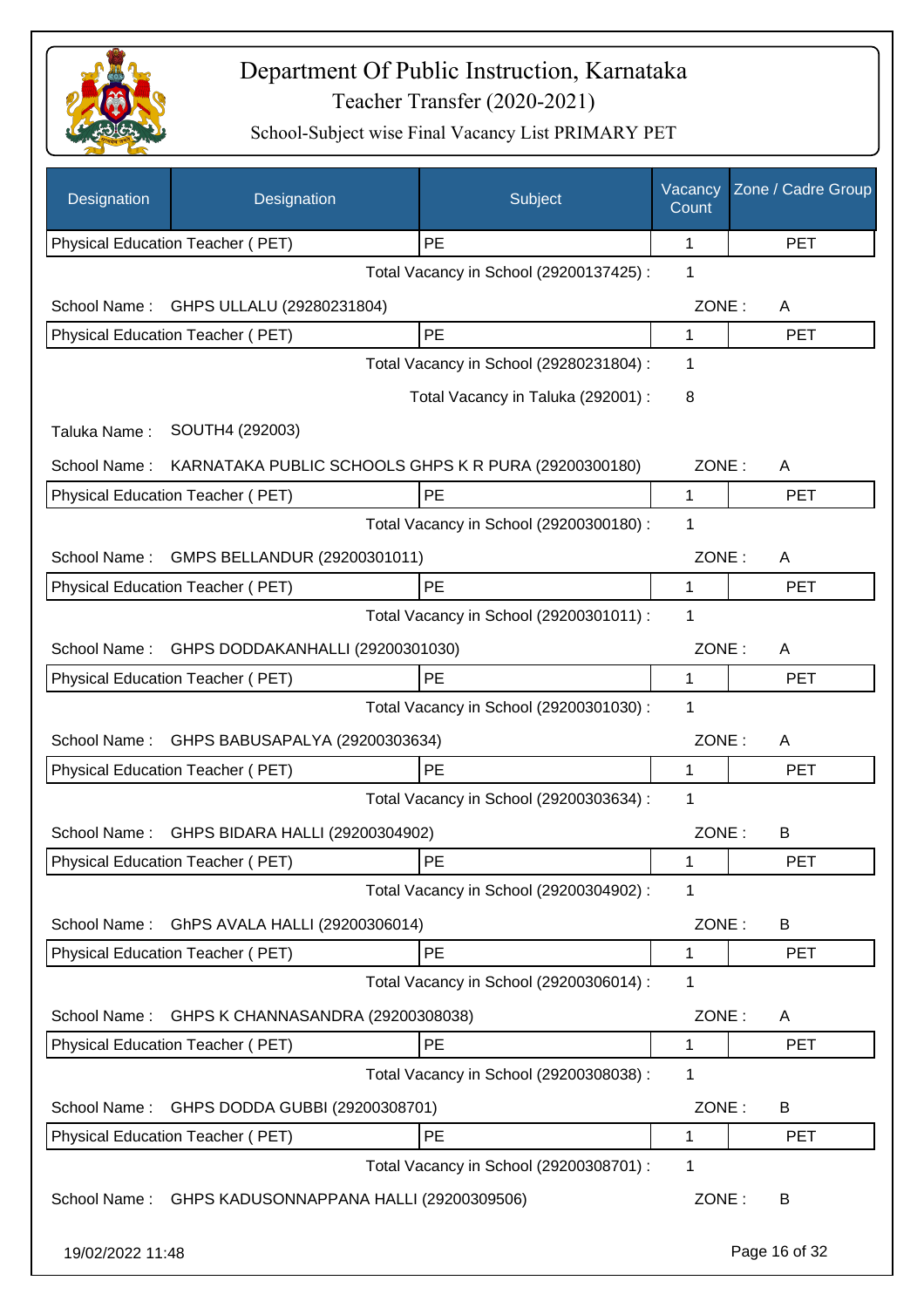# Department Of Public Instruction, Karnataka

Teacher Transfer (2020-2021)

School-Subject wise Final Vacancy List PRIMARY PET

| Designation | Designation | Subject | Vacancy Count | Zone / Cadre Group |
|---|---|---|---|---|
| Physical Education Teacher ( PET) | | PE | 1 | PET |

Total Vacancy in School (29200137425) : 1

School Name : GHPS ULLALU (29280231804) ZONE : A

| Designation | Subject | Vacancy Count | Zone / Cadre Group |
|---|---|---|---|
| Physical Education Teacher ( PET) | PE | 1 | PET |

Total Vacancy in School (29280231804) : 1

Total Vacancy in Taluka (292001) : 8

Taluka Name : SOUTH4 (292003)

School Name : KARNATAKA PUBLIC SCHOOLS GHPS K R PURA (29200300180) ZONE : A

| Designation | Subject | Vacancy Count | Zone / Cadre Group |
|---|---|---|---|
| Physical Education Teacher ( PET) | PE | 1 | PET |

Total Vacancy in School (29200300180) : 1

School Name : GMPS BELLANDUR (29200301011) ZONE : A

| Designation | Subject | Vacancy Count | Zone / Cadre Group |
|---|---|---|---|
| Physical Education Teacher ( PET) | PE | 1 | PET |

Total Vacancy in School (29200301011) : 1

School Name : GHPS DODDAKANHALLI (29200301030) ZONE : A

| Designation | Subject | Vacancy Count | Zone / Cadre Group |
|---|---|---|---|
| Physical Education Teacher ( PET) | PE | 1 | PET |

Total Vacancy in School (29200301030) : 1

School Name : GHPS BABUSAPALYA (29200303634) ZONE : A

| Designation | Subject | Vacancy Count | Zone / Cadre Group |
|---|---|---|---|
| Physical Education Teacher ( PET) | PE | 1 | PET |

Total Vacancy in School (29200303634) : 1

School Name : GHPS BIDARA HALLI (29200304902) ZONE : B

| Designation | Subject | Vacancy Count | Zone / Cadre Group |
|---|---|---|---|
| Physical Education Teacher ( PET) | PE | 1 | PET |

Total Vacancy in School (29200304902) : 1

School Name : GhPS AVALA HALLI (29200306014) ZONE : B

| Designation | Subject | Vacancy Count | Zone / Cadre Group |
|---|---|---|---|
| Physical Education Teacher ( PET) | PE | 1 | PET |

Total Vacancy in School (29200306014) : 1

School Name : GHPS K CHANNASANDRA (29200308038) ZONE : A

| Designation | Subject | Vacancy Count | Zone / Cadre Group |
|---|---|---|---|
| Physical Education Teacher ( PET) | PE | 1 | PET |

Total Vacancy in School (29200308038) : 1

School Name : GHPS DODDA GUBBI (29200308701) ZONE : B

| Designation | Subject | Vacancy Count | Zone / Cadre Group |
|---|---|---|---|
| Physical Education Teacher ( PET) | PE | 1 | PET |

Total Vacancy in School (29200308701) : 1

School Name : GHPS KADUSONNAPPANA HALLI (29200309506) ZONE : B

19/02/2022 11:48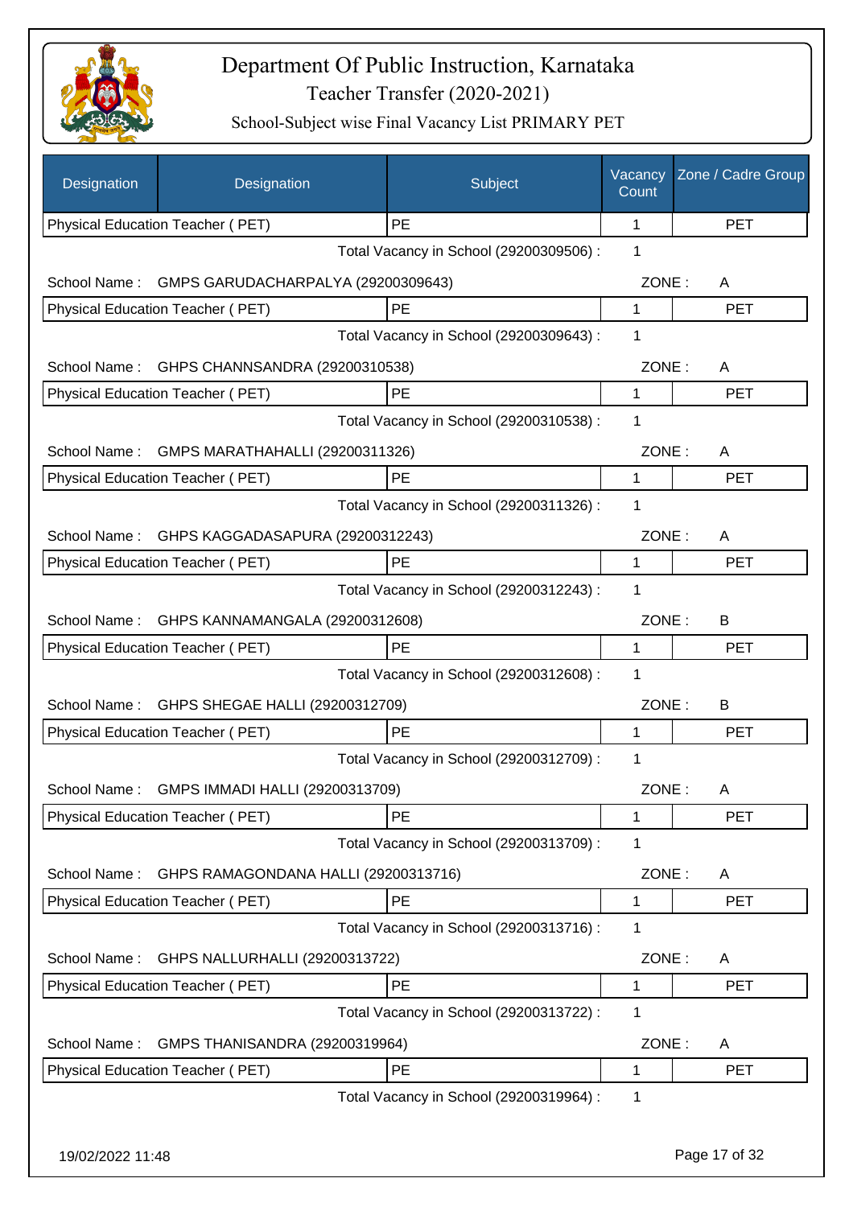# Department Of Public Instruction, Karnataka

## Teacher Transfer (2020-2021)

### School-Subject wise Final Vacancy List PRIMARY PET

| Designation | Designation | Subject | Vacancy Count | Zone / Cadre Group |
|---|---|---|---|---|
| Physical Education Teacher ( PET) | | PE | 1 | PET |
| | | Total Vacancy in School (29200309506) : | 1 | |
| School Name : | GMPS GARUDACHARPALYA (29200309643) | | ZONE : | A |
| Physical Education Teacher ( PET) | | PE | 1 | PET |
| | | Total Vacancy in School (29200309643) : | 1 | |
| School Name : | GHPS CHANNSANDRA (29200310538) | | ZONE : | A |
| Physical Education Teacher ( PET) | | PE | 1 | PET |
| | | Total Vacancy in School (29200310538) : | 1 | |
| School Name : | GMPS MARATHAHALLI (29200311326) | | ZONE : | A |
| Physical Education Teacher ( PET) | | PE | 1 | PET |
| | | Total Vacancy in School (29200311326) : | 1 | |
| School Name : | GHPS KAGGADASAPURA (29200312243) | | ZONE : | A |
| Physical Education Teacher ( PET) | | PE | 1 | PET |
| | | Total Vacancy in School (29200312243) : | 1 | |
| School Name : | GHPS KANNAMANGALA (29200312608) | | ZONE : | B |
| Physical Education Teacher ( PET) | | PE | 1 | PET |
| | | Total Vacancy in School (29200312608) : | 1 | |
| School Name : | GHPS SHEGAE HALLI (29200312709) | | ZONE : | B |
| Physical Education Teacher ( PET) | | PE | 1 | PET |
| | | Total Vacancy in School (29200312709) : | 1 | |
| School Name : | GMPS IMMADI HALLI (29200313709) | | ZONE : | A |
| Physical Education Teacher ( PET) | | PE | 1 | PET |
| | | Total Vacancy in School (29200313709) : | 1 | |
| School Name : | GHPS RAMAGONDANA HALLI (29200313716) | | ZONE : | A |
| Physical Education Teacher ( PET) | | PE | 1 | PET |
| | | Total Vacancy in School (29200313716) : | 1 | |
| School Name : | GHPS NALLURHALLI (29200313722) | | ZONE : | A |
| Physical Education Teacher ( PET) | | PE | 1 | PET |
| | | Total Vacancy in School (29200313722) : | 1 | |
| School Name : | GMPS THANISANDRA (29200319964) | | ZONE : | A |
| Physical Education Teacher ( PET) | | PE | 1 | PET |
| | | Total Vacancy in School (29200319964) : | 1 | |

19/02/2022 11:48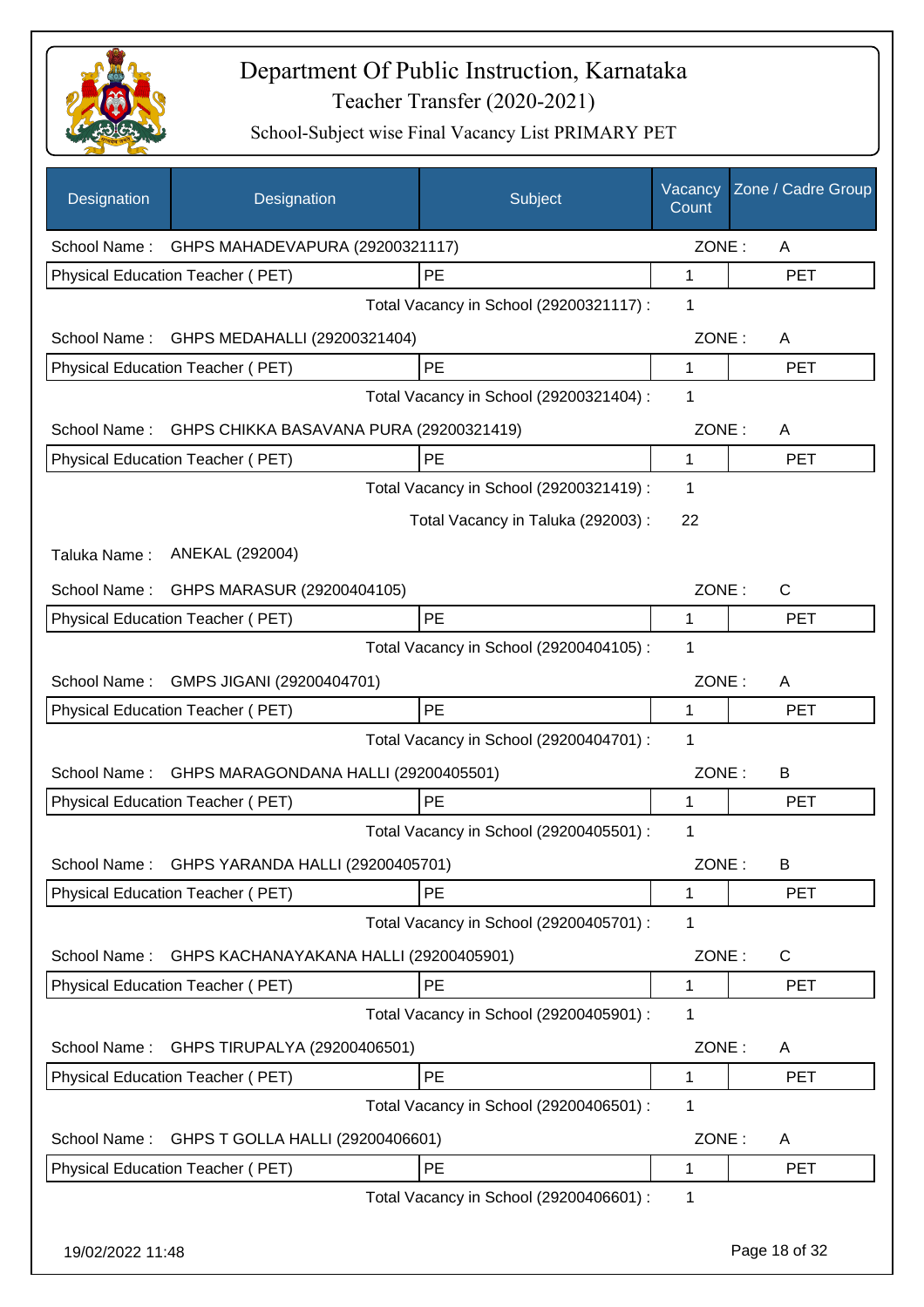# Department Of Public Instruction, Karnataka

## Teacher Transfer (2020-2021)

### School-Subject wise Final Vacancy List PRIMARY PET

| Designation | Designation | Subject | Vacancy Count | Zone / Cadre Group |
|---|---|---|---|---|
| School Name : | GHPS MAHADEVAPURA (29200321117) | | ZONE : | A |
| Physical Education Teacher ( PET) | | PE | 1 | PET |
| | | Total Vacancy in School (29200321117) : | 1 | |
| School Name : | GHPS MEDAHALLI (29200321404) | | ZONE : | A |
| Physical Education Teacher ( PET) | | PE | 1 | PET |
| | | Total Vacancy in School (29200321404) : | 1 | |
| School Name : | GHPS CHIKKA BASAVANA PURA (29200321419) | | ZONE : | A |
| Physical Education Teacher ( PET) | | PE | 1 | PET |
| | | Total Vacancy in School (29200321419) : | 1 | |
| | | Total Vacancy in Taluka (292003) : | 22 | |
| Taluka Name : | ANEKAL (292004) | | | |
| School Name : | GHPS MARASUR (29200404105) | | ZONE : | C |
| Physical Education Teacher ( PET) | | PE | 1 | PET |
| | | Total Vacancy in School (29200404105) : | 1 | |
| School Name : | GMPS JIGANI (29200404701) | | ZONE : | A |
| Physical Education Teacher ( PET) | | PE | 1 | PET |
| | | Total Vacancy in School (29200404701) : | 1 | |
| School Name : | GHPS MARAGONDANA HALLI (29200405501) | | ZONE : | B |
| Physical Education Teacher ( PET) | | PE | 1 | PET |
| | | Total Vacancy in School (29200405501) : | 1 | |
| School Name : | GHPS YARANDA HALLI (29200405701) | | ZONE : | B |
| Physical Education Teacher ( PET) | | PE | 1 | PET |
| | | Total Vacancy in School (29200405701) : | 1 | |
| School Name : | GHPS KACHANAYAKANA HALLI (29200405901) | | ZONE : | C |
| Physical Education Teacher ( PET) | | PE | 1 | PET |
| | | Total Vacancy in School (29200405901) : | 1 | |
| School Name : | GHPS TIRUPALYA (29200406501) | | ZONE : | A |
| Physical Education Teacher ( PET) | | PE | 1 | PET |
| | | Total Vacancy in School (29200406501) : | 1 | |
| School Name : | GHPS T GOLLA HALLI (29200406601) | | ZONE : | A |
| Physical Education Teacher ( PET) | | PE | 1 | PET |
| | | Total Vacancy in School (29200406601) : | 1 | |

19/02/2022 11:48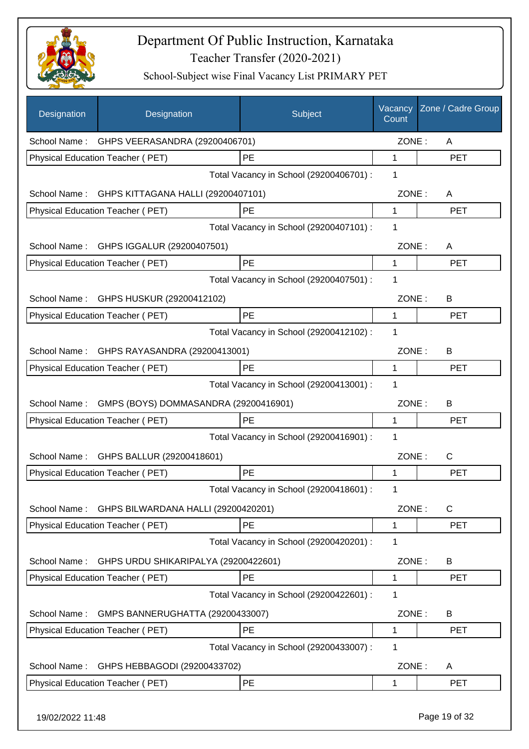# Department Of Public Instruction, Karnataka

Teacher Transfer (2020-2021)

School-Subject wise Final Vacancy List PRIMARY PET

| Designation | Designation | Subject | Vacancy Count | Zone / Cadre Group |
|---|---|---|---|---|
| School Name : | GHPS VEERASANDRA (29200406701) | | ZONE : | A |
| Physical Education Teacher ( PET) | | PE | 1 | PET |
| | | Total Vacancy in School (29200406701) : | 1 | |
| School Name : | GHPS KITTAGANA HALLI (29200407101) | | ZONE : | A |
| Physical Education Teacher ( PET) | | PE | 1 | PET |
| | | Total Vacancy in School (29200407101) : | 1 | |
| School Name : | GHPS IGGALUR (29200407501) | | ZONE : | A |
| Physical Education Teacher ( PET) | | PE | 1 | PET |
| | | Total Vacancy in School (29200407501) : | 1 | |
| School Name : | GHPS HUSKUR (29200412102) | | ZONE : | B |
| Physical Education Teacher ( PET) | | PE | 1 | PET |
| | | Total Vacancy in School (29200412102) : | 1 | |
| School Name : | GHPS RAYASANDRA (29200413001) | | ZONE : | B |
| Physical Education Teacher ( PET) | | PE | 1 | PET |
| | | Total Vacancy in School (29200413001) : | 1 | |
| School Name : | GMPS (BOYS) DOMMASANDRA (29200416901) | | ZONE : | B |
| Physical Education Teacher ( PET) | | PE | 1 | PET |
| | | Total Vacancy in School (29200416901) : | 1 | |
| School Name : | GHPS BALLUR (29200418601) | | ZONE : | C |
| Physical Education Teacher ( PET) | | PE | 1 | PET |
| | | Total Vacancy in School (29200418601) : | 1 | |
| School Name : | GHPS BILWARDANA HALLI (29200420201) | | ZONE : | C |
| Physical Education Teacher ( PET) | | PE | 1 | PET |
| | | Total Vacancy in School (29200420201) : | 1 | |
| School Name : | GHPS URDU SHIKARIPALYA (29200422601) | | ZONE : | B |
| Physical Education Teacher ( PET) | | PE | 1 | PET |
| | | Total Vacancy in School (29200422601) : | 1 | |
| School Name : | GMPS BANNERUGHATTA (29200433007) | | ZONE : | B |
| Physical Education Teacher ( PET) | | PE | 1 | PET |
| | | Total Vacancy in School (29200433007) : | 1 | |
| School Name : | GHPS HEBBAGODI (29200433702) | | ZONE : | A |
| Physical Education Teacher ( PET) | | PE | 1 | PET |

19/02/2022 11:48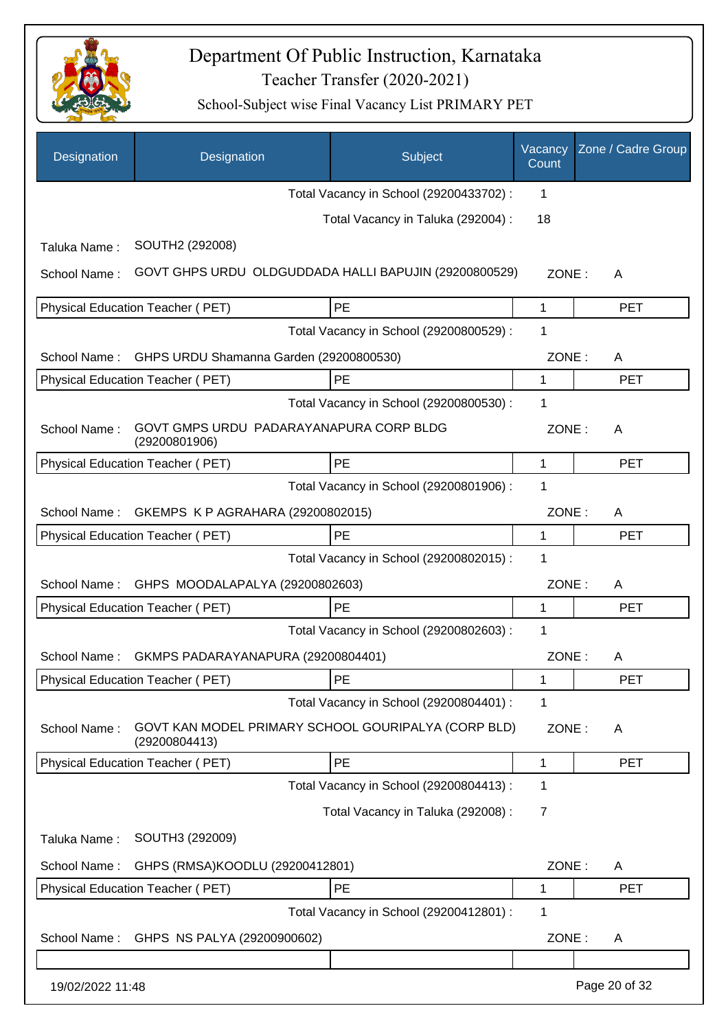# Department Of Public Instruction, Karnataka

## Teacher Transfer (2020-2021)

### School-Subject wise Final Vacancy List PRIMARY PET

| Designation | Designation | Subject | Vacancy Count | Zone / Cadre Group |
|---|---|---|---|---|
| | | Total Vacancy in School (29200433702) : | 1 | |
| | | Total Vacancy in Taluka (292004) : | 18 | |
| Taluka Name : | SOUTH2 (292008) | | | |
| School Name : | GOVT GHPS URDU OLDGUDDADA HALLI BAPUJIN (29200800529) | | ZONE : | A |
| Physical Education Teacher ( PET) | | PE | 1 | PET |
| | | Total Vacancy in School (29200800529) : | 1 | |
| School Name : | GHPS URDU Shamanna Garden (29200800530) | | ZONE : | A |
| Physical Education Teacher ( PET) | | PE | 1 | PET |
| | | Total Vacancy in School (29200800530) : | 1 | |
| School Name : | GOVT GMPS URDU PADARAYANAPURA CORP BLDG (29200801906) | | ZONE : | A |
| Physical Education Teacher ( PET) | | PE | 1 | PET |
| | | Total Vacancy in School (29200801906) : | 1 | |
| School Name : | GKEMPS K P AGRAHARA (29200802015) | | ZONE : | A |
| Physical Education Teacher ( PET) | | PE | 1 | PET |
| | | Total Vacancy in School (29200802015) : | 1 | |
| School Name : | GHPS MOODALAPALYA (29200802603) | | ZONE : | A |
| Physical Education Teacher ( PET) | | PE | 1 | PET |
| | | Total Vacancy in School (29200802603) : | 1 | |
| School Name : | GKMPS PADARAYANAPURA (29200804401) | | ZONE : | A |
| Physical Education Teacher ( PET) | | PE | 1 | PET |
| | | Total Vacancy in School (29200804401) : | 1 | |
| School Name : | GOVT KAN MODEL PRIMARY SCHOOL GOURIPALYA (CORP BLD) (29200804413) | | ZONE : | A |
| Physical Education Teacher ( PET) | | PE | 1 | PET |
| | | Total Vacancy in School (29200804413) : | 1 | |
| | | Total Vacancy in Taluka (292008) : | 7 | |
| Taluka Name : | SOUTH3 (292009) | | | |
| School Name : | GHPS (RMSA)KOODLU (29200412801) | | ZONE : | A |
| Physical Education Teacher ( PET) | | PE | 1 | PET |
| | | Total Vacancy in School (29200412801) : | 1 | |
| School Name : | GHPS NS PALYA (29200900602) | | ZONE : | A |

19/02/2022 11:48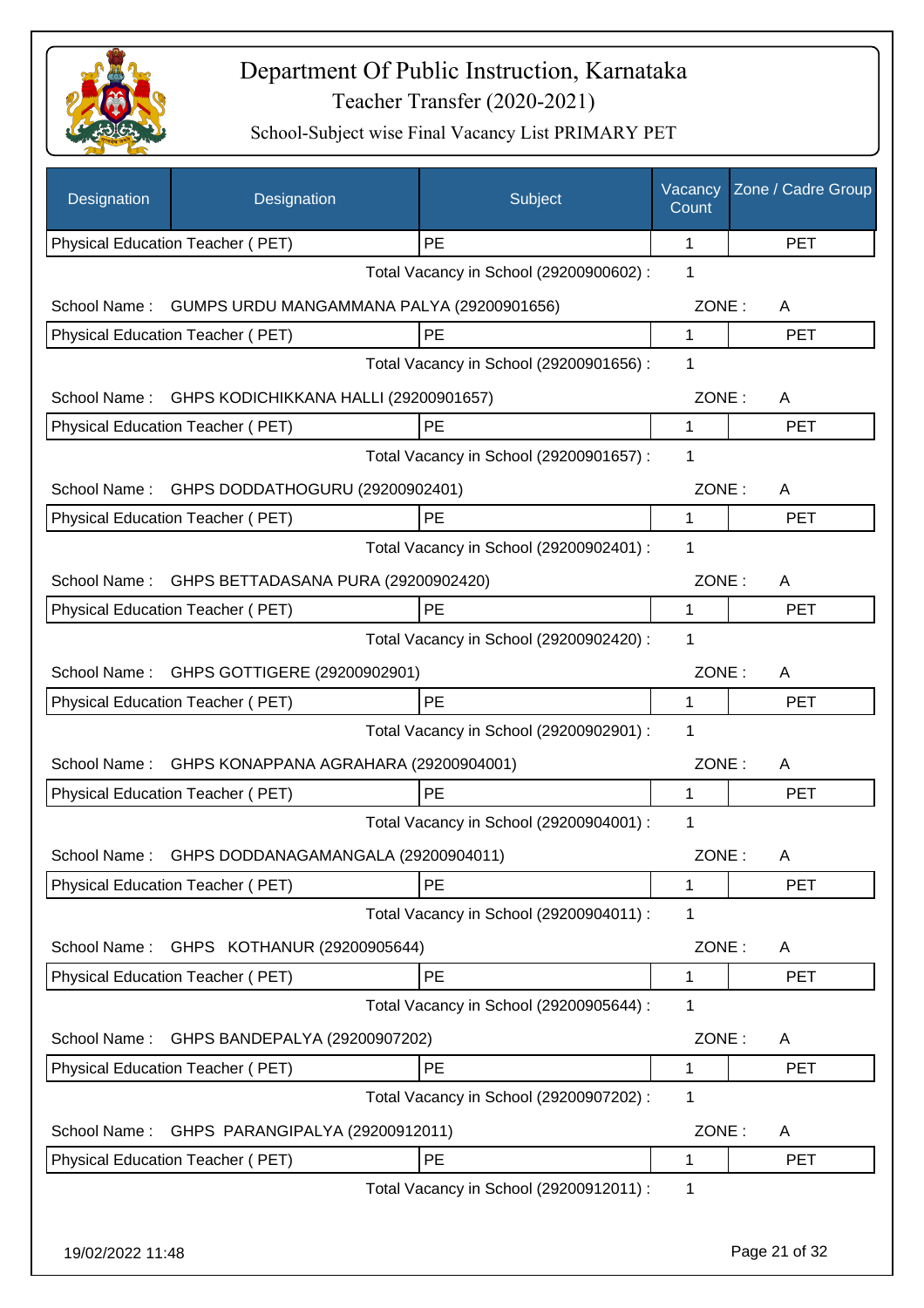# Department Of Public Instruction, Karnataka

## Teacher Transfer (2020-2021)

### School-Subject wise Final Vacancy List PRIMARY PET

| Designation | Designation | Subject | Vacancy Count | Zone / Cadre Group |
|---|---|---|---|---|
| Physical Education Teacher ( PET) | | PE | 1 | PET |

Total Vacancy in School (29200900602) : 1

School Name : GUMPS URDU MANGAMMANA PALYA (29200901656) ZONE : A

| Designation | Subject | Vacancy Count | Zone / Cadre Group |
|---|---|---|---|
| Physical Education Teacher ( PET) | PE | 1 | PET |

Total Vacancy in School (29200901656) : 1

School Name : GHPS KODICHIKKANA HALLI (29200901657) ZONE : A

| Designation | Subject | Vacancy Count | Zone / Cadre Group |
|---|---|---|---|
| Physical Education Teacher ( PET) | PE | 1 | PET |

Total Vacancy in School (29200901657) : 1

School Name : GHPS DODDATHOGURU (29200902401) ZONE : A

| Designation | Subject | Vacancy Count | Zone / Cadre Group |
|---|---|---|---|
| Physical Education Teacher ( PET) | PE | 1 | PET |

Total Vacancy in School (29200902401) : 1

School Name : GHPS BETTADASANA PURA (29200902420) ZONE : A

| Designation | Subject | Vacancy Count | Zone / Cadre Group |
|---|---|---|---|
| Physical Education Teacher ( PET) | PE | 1 | PET |

Total Vacancy in School (29200902420) : 1

School Name : GHPS GOTTIGERE (29200902901) ZONE : A

| Designation | Subject | Vacancy Count | Zone / Cadre Group |
|---|---|---|---|
| Physical Education Teacher ( PET) | PE | 1 | PET |

Total Vacancy in School (29200902901) : 1

School Name : GHPS KONAPPANA AGRAHARA (29200904001) ZONE : A

| Designation | Subject | Vacancy Count | Zone / Cadre Group |
|---|---|---|---|
| Physical Education Teacher ( PET) | PE | 1 | PET |

Total Vacancy in School (29200904001) : 1

School Name : GHPS DODDANAGAMANGALA (29200904011) ZONE : A

| Designation | Subject | Vacancy Count | Zone / Cadre Group |
|---|---|---|---|
| Physical Education Teacher ( PET) | PE | 1 | PET |

Total Vacancy in School (29200904011) : 1

School Name : GHPS KOTHANUR (29200905644) ZONE : A

| Designation | Subject | Vacancy Count | Zone / Cadre Group |
|---|---|---|---|
| Physical Education Teacher ( PET) | PE | 1 | PET |

Total Vacancy in School (29200905644) : 1

School Name : GHPS BANDEPALYA (29200907202) ZONE : A

| Designation | Subject | Vacancy Count | Zone / Cadre Group |
|---|---|---|---|
| Physical Education Teacher ( PET) | PE | 1 | PET |

Total Vacancy in School (29200907202) : 1

School Name : GHPS PARANGIPALYA (29200912011) ZONE : A

| Designation | Subject | Vacancy Count | Zone / Cadre Group |
|---|---|---|---|
| Physical Education Teacher ( PET) | PE | 1 | PET |

Total Vacancy in School (29200912011) : 1

19/02/2022 11:48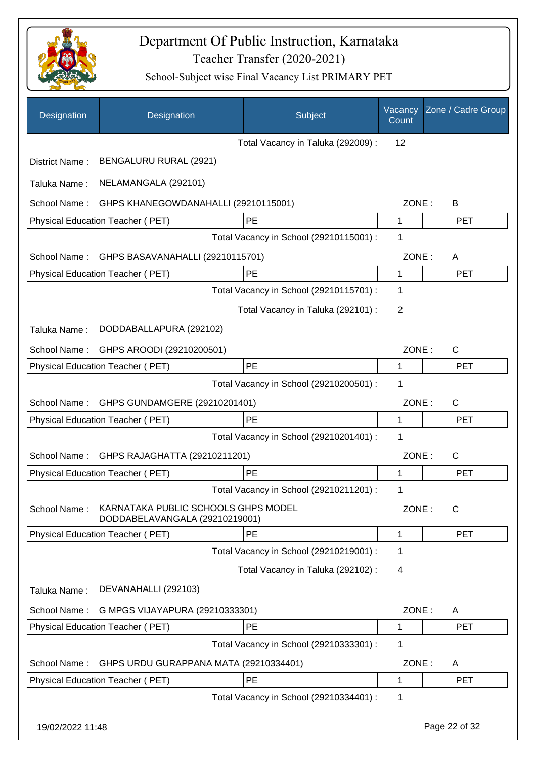# Department Of Public Instruction, Karnataka

## Teacher Transfer (2020-2021)

### School-Subject wise Final Vacancy List PRIMARY PET

| Designation | Designation | Subject | Vacancy Count | Zone / Cadre Group |
|---|---|---|---|---|
| | | Total Vacancy in Taluka (292009) : | 12 | |
| District Name : | BENGALURU RURAL (2921) | | | |
| Taluka Name : | NELAMANGALA (292101) | | | |
| School Name : | GHPS KHANEGOWDANAHALLI (29210115001) | | ZONE : | B |
| Physical Education Teacher ( PET) | | PE | 1 | PET |
| | | Total Vacancy in School (29210115001) : | 1 | |
| School Name : | GHPS BASAVANAHALLI (29210115701) | | ZONE : | A |
| Physical Education Teacher ( PET) | | PE | 1 | PET |
| | | Total Vacancy in School (29210115701) : | 1 | |
| | | Total Vacancy in Taluka (292101) : | 2 | |
| Taluka Name : | DODDABALLAPURA (292102) | | | |
| School Name : | GHPS AROODI (29210200501) | | ZONE : | C |
| Physical Education Teacher ( PET) | | PE | 1 | PET |
| | | Total Vacancy in School (29210200501) : | 1 | |
| School Name : | GHPS GUNDAMGERE (29210201401) | | ZONE : | C |
| Physical Education Teacher ( PET) | | PE | 1 | PET |
| | | Total Vacancy in School (29210201401) : | 1 | |
| School Name : | GHPS RAJAGHATTA (29210211201) | | ZONE : | C |
| Physical Education Teacher ( PET) | | PE | 1 | PET |
| | | Total Vacancy in School (29210211201) : | 1 | |
| School Name : | KARNATAKA PUBLIC SCHOOLS GHPS MODEL DODDABELAVANGALA (29210219001) | | ZONE : | C |
| Physical Education Teacher ( PET) | | PE | 1 | PET |
| | | Total Vacancy in School (29210219001) : | 1 | |
| | | Total Vacancy in Taluka (292102) : | 4 | |
| Taluka Name : | DEVANAHALLI (292103) | | | |
| School Name : | G MPGS VIJAYAPURA (29210333301) | | ZONE : | A |
| Physical Education Teacher ( PET) | | PE | 1 | PET |
| | | Total Vacancy in School (29210333301) : | 1 | |
| School Name : | GHPS URDU GURAPPANA MATA (29210334401) | | ZONE : | A |
| Physical Education Teacher ( PET) | | PE | 1 | PET |
| | | Total Vacancy in School (29210334401) : | 1 | |

19/02/2022 11:48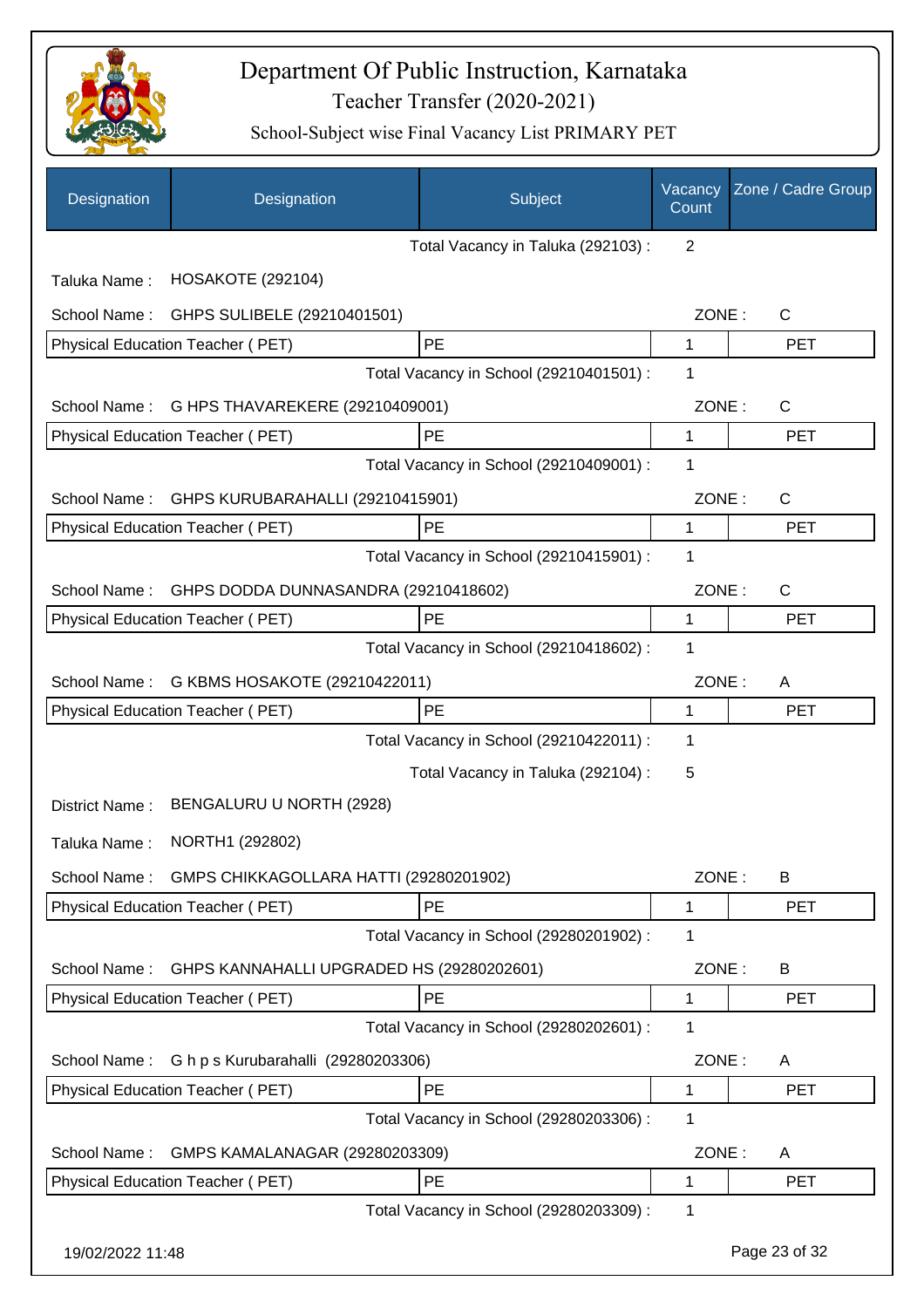# Department Of Public Instruction, Karnataka

## Teacher Transfer (2020-2021)

### School-Subject wise Final Vacancy List PRIMARY PET

| Designation | Designation | Subject | Vacancy Count | Zone / Cadre Group |
|---|---|---|---|---|
| | | Total Vacancy in Taluka (292103) : | 2 | |
| Taluka Name : | HOSAKOTE (292104) | | | |
| School Name : | GHPS SULIBELE (29210401501) | | ZONE : | C |
| Physical Education Teacher ( PET) | | PE | 1 | PET |
| | | Total Vacancy in School (29210401501) : | 1 | |
| School Name : | G HPS THAVAREKERE (29210409001) | | ZONE : | C |
| Physical Education Teacher ( PET) | | PE | 1 | PET |
| | | Total Vacancy in School (29210409001) : | 1 | |
| School Name : | GHPS KURUBARAHALLI (29210415901) | | ZONE : | C |
| Physical Education Teacher ( PET) | | PE | 1 | PET |
| | | Total Vacancy in School (29210415901) : | 1 | |
| School Name : | GHPS DODDA DUNNASANDRA (29210418602) | | ZONE : | C |
| Physical Education Teacher ( PET) | | PE | 1 | PET |
| | | Total Vacancy in School (29210418602) : | 1 | |
| School Name : | G KBMS HOSAKOTE (29210422011) | | ZONE : | A |
| Physical Education Teacher ( PET) | | PE | 1 | PET |
| | | Total Vacancy in School (29210422011) : | 1 | |
| | | Total Vacancy in Taluka (292104) : | 5 | |
| District Name : | BENGALURU U NORTH (2928) | | | |
| Taluka Name : | NORTH1 (292802) | | | |
| School Name : | GMPS CHIKKAGOLLARA HATTI (29280201902) | | ZONE : | B |
| Physical Education Teacher ( PET) | | PE | 1 | PET |
| | | Total Vacancy in School (29280201902) : | 1 | |
| School Name : | GHPS KANNAHALLI UPGRADED HS (29280202601) | | ZONE : | B |
| Physical Education Teacher ( PET) | | PE | 1 | PET |
| | | Total Vacancy in School (29280202601) : | 1 | |
| School Name : | G h p s Kurubarahalli (29280203306) | | ZONE : | A |
| Physical Education Teacher ( PET) | | PE | 1 | PET |
| | | Total Vacancy in School (29280203306) : | 1 | |
| School Name : | GMPS KAMALANAGAR (29280203309) | | ZONE : | A |
| Physical Education Teacher ( PET) | | PE | 1 | PET |
| | | Total Vacancy in School (29280203309) : | 1 | |

19/02/2022 11:48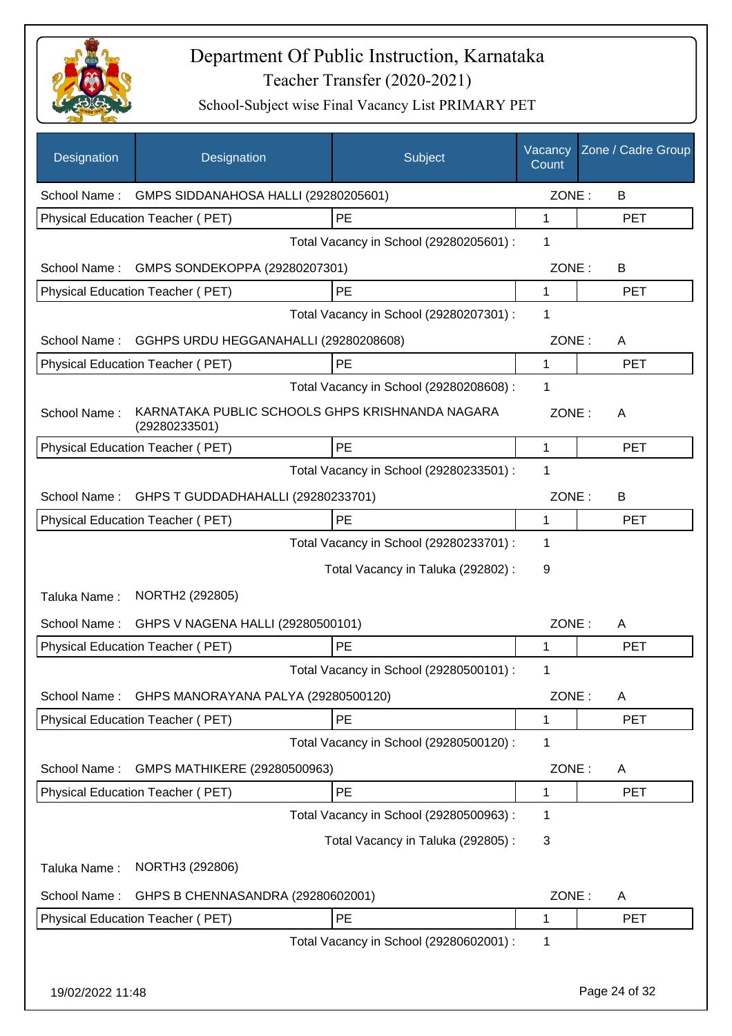# Department Of Public Instruction, Karnataka

Teacher Transfer (2020-2021)

School-Subject wise Final Vacancy List PRIMARY PET

| Designation | Designation | Subject | Vacancy Count | Zone / Cadre Group |
|---|---|---|---|---|
| School Name : | GMPS SIDDANAHOSA HALLI (29280205601) | | ZONE : | B |
| Physical Education Teacher ( PET) | | PE | 1 | PET |
| | | Total Vacancy in School (29280205601) : | 1 | |
| School Name : | GMPS SONDEKOPPA (29280207301) | | ZONE : | B |
| Physical Education Teacher ( PET) | | PE | 1 | PET |
| | | Total Vacancy in School (29280207301) : | 1 | |
| School Name : | GGHPS URDU HEGGANAHALLI (29280208608) | | ZONE : | A |
| Physical Education Teacher ( PET) | | PE | 1 | PET |
| | | Total Vacancy in School (29280208608) : | 1 | |
| School Name : | KARNATAKA PUBLIC SCHOOLS GHPS KRISHNANDA NAGARA (29280233501) | | ZONE : | A |
| Physical Education Teacher ( PET) | | PE | 1 | PET |
| | | Total Vacancy in School (29280233501) : | 1 | |
| School Name : | GHPS T GUDDADHAHALLI (29280233701) | | ZONE : | B |
| Physical Education Teacher ( PET) | | PE | 1 | PET |
| | | Total Vacancy in School (29280233701) : | 1 | |
| | | Total Vacancy in Taluka (292802) : | 9 | |
| Taluka Name : | NORTH2 (292805) | | | |
| School Name : | GHPS V NAGENA HALLI (29280500101) | | ZONE : | A |
| Physical Education Teacher ( PET) | | PE | 1 | PET |
| | | Total Vacancy in School (29280500101) : | 1 | |
| School Name : | GHPS MANORAYANA PALYA (29280500120) | | ZONE : | A |
| Physical Education Teacher ( PET) | | PE | 1 | PET |
| | | Total Vacancy in School (29280500120) : | 1 | |
| School Name : | GMPS MATHIKERE (29280500963) | | ZONE : | A |
| Physical Education Teacher ( PET) | | PE | 1 | PET |
| | | Total Vacancy in School (29280500963) : | 1 | |
| | | Total Vacancy in Taluka (292805) : | 3 | |
| Taluka Name : | NORTH3 (292806) | | | |
| School Name : | GHPS B CHENNASANDRA (29280602001) | | ZONE : | A |
| Physical Education Teacher ( PET) | | PE | 1 | PET |
| | | Total Vacancy in School (29280602001) : | 1 | |

19/02/2022 11:48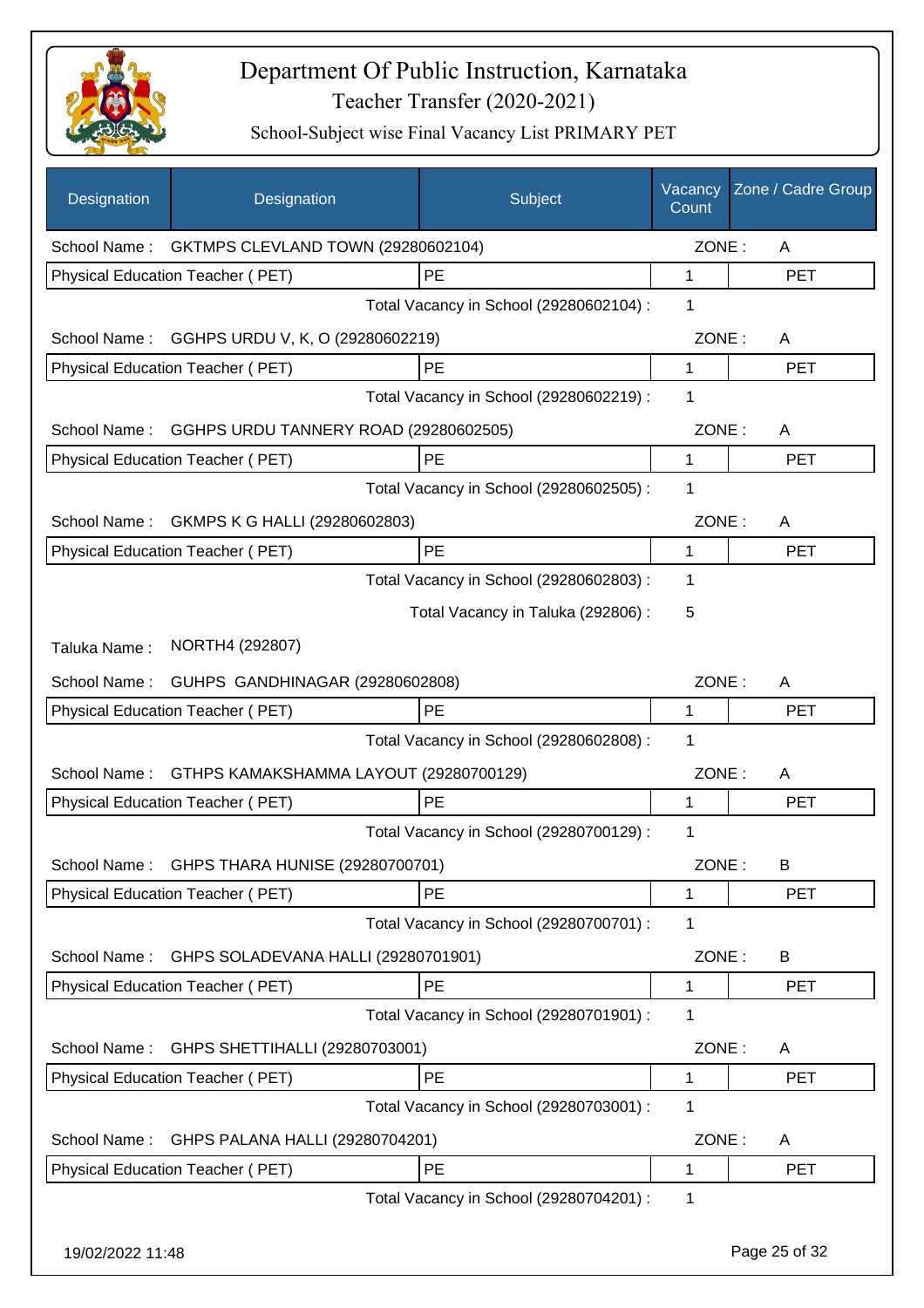# Department Of Public Instruction, Karnataka

Teacher Transfer (2020-2021)

School-Subject wise Final Vacancy List PRIMARY PET

| Designation | Designation | Subject | Vacancy Count | Zone / Cadre Group |
|---|---|---|---|---|
| School Name : | GKTMPS CLEVLAND TOWN (29280602104) | | ZONE : | A |
| Physical Education Teacher ( PET) | | PE | 1 | PET |
| | | Total Vacancy in School (29280602104) : | 1 | |
| School Name : | GGHPS URDU V, K, O (29280602219) | | ZONE : | A |
| Physical Education Teacher ( PET) | | PE | 1 | PET |
| | | Total Vacancy in School (29280602219) : | 1 | |
| School Name : | GGHPS URDU TANNERY ROAD (29280602505) | | ZONE : | A |
| Physical Education Teacher ( PET) | | PE | 1 | PET |
| | | Total Vacancy in School (29280602505) : | 1 | |
| School Name : | GKMPS K G HALLI (29280602803) | | ZONE : | A |
| Physical Education Teacher ( PET) | | PE | 1 | PET |
| | | Total Vacancy in School (29280602803) : | 1 | |
| | | Total Vacancy in Taluka (292806) : | 5 | |
| Taluka Name : | NORTH4 (292807) | | | |
| School Name : | GUHPS GANDHINAGAR (29280602808) | | ZONE : | A |
| Physical Education Teacher ( PET) | | PE | 1 | PET |
| | | Total Vacancy in School (29280602808) : | 1 | |
| School Name : | GTHPS KAMAKSHAMMA LAYOUT (29280700129) | | ZONE : | A |
| Physical Education Teacher ( PET) | | PE | 1 | PET |
| | | Total Vacancy in School (29280700129) : | 1 | |
| School Name : | GHPS THARA HUNISE (29280700701) | | ZONE : | B |
| Physical Education Teacher ( PET) | | PE | 1 | PET |
| | | Total Vacancy in School (29280700701) : | 1 | |
| School Name : | GHPS SOLADEVANA HALLI (29280701901) | | ZONE : | B |
| Physical Education Teacher ( PET) | | PE | 1 | PET |
| | | Total Vacancy in School (29280701901) : | 1 | |
| School Name : | GHPS SHETTIHALLI (29280703001) | | ZONE : | A |
| Physical Education Teacher ( PET) | | PE | 1 | PET |
| | | Total Vacancy in School (29280703001) : | 1 | |
| School Name : | GHPS PALANA HALLI (29280704201) | | ZONE : | A |
| Physical Education Teacher ( PET) | | PE | 1 | PET |
| | | Total Vacancy in School (29280704201) : | 1 | |

19/02/2022 11:48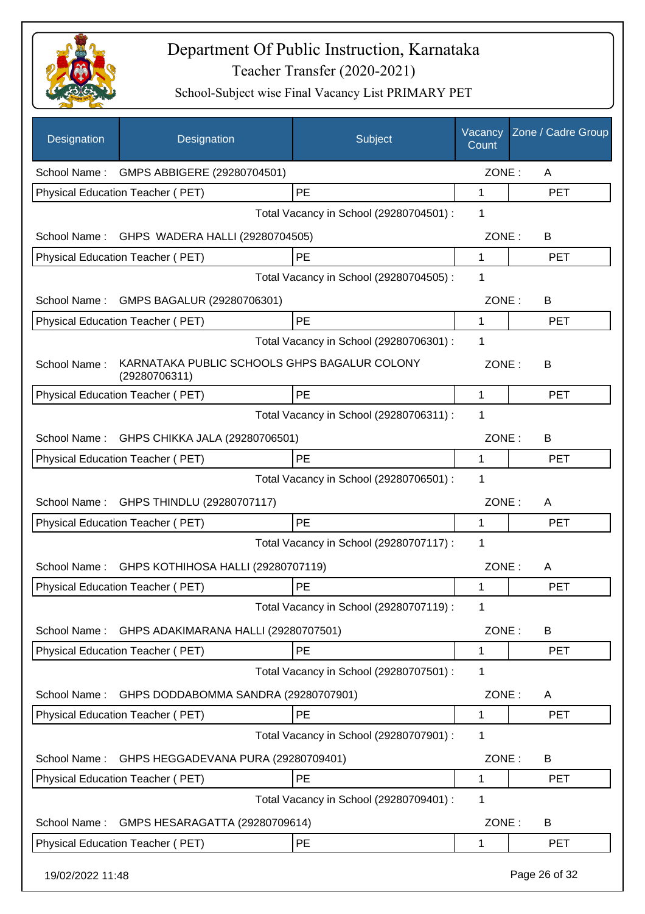# Department Of Public Instruction, Karnataka

## Teacher Transfer (2020-2021)

### School-Subject wise Final Vacancy List PRIMARY PET

| Designation | Designation | Subject | Vacancy Count | Zone / Cadre Group |
|---|---|---|---|---|
| School Name : | GMPS ABBIGERE (29280704501) | | ZONE : | A |
| Physical Education Teacher ( PET) | | PE | 1 | PET |
| | | Total Vacancy in School (29280704501) : | 1 | |
| School Name : | GHPS WADERA HALLI (29280704505) | | ZONE : | B |
| Physical Education Teacher ( PET) | | PE | 1 | PET |
| | | Total Vacancy in School (29280704505) : | 1 | |
| School Name : | GMPS BAGALUR (29280706301) | | ZONE : | B |
| Physical Education Teacher ( PET) | | PE | 1 | PET |
| | | Total Vacancy in School (29280706301) : | 1 | |
| School Name : | KARNATAKA PUBLIC SCHOOLS GHPS BAGALUR COLONY (29280706311) | | ZONE : | B |
| Physical Education Teacher ( PET) | | PE | 1 | PET |
| | | Total Vacancy in School (29280706311) : | 1 | |
| School Name : | GHPS CHIKKA JALA (29280706501) | | ZONE : | B |
| Physical Education Teacher ( PET) | | PE | 1 | PET |
| | | Total Vacancy in School (29280706501) : | 1 | |
| School Name : | GHPS THINDLU (29280707117) | | ZONE : | A |
| Physical Education Teacher ( PET) | | PE | 1 | PET |
| | | Total Vacancy in School (29280707117) : | 1 | |
| School Name : | GHPS KOTHIHOSA HALLI (29280707119) | | ZONE : | A |
| Physical Education Teacher ( PET) | | PE | 1 | PET |
| | | Total Vacancy in School (29280707119) : | 1 | |
| School Name : | GHPS ADAKIMARANA HALLI (29280707501) | | ZONE : | B |
| Physical Education Teacher ( PET) | | PE | 1 | PET |
| | | Total Vacancy in School (29280707501) : | 1 | |
| School Name : | GHPS DODDABOMMA SANDRA (29280707901) | | ZONE : | A |
| Physical Education Teacher ( PET) | | PE | 1 | PET |
| | | Total Vacancy in School (29280707901) : | 1 | |
| School Name : | GHPS HEGGADEVANA PURA (29280709401) | | ZONE : | B |
| Physical Education Teacher ( PET) | | PE | 1 | PET |
| | | Total Vacancy in School (29280709401) : | 1 | |
| School Name : | GMPS HESARAGATTA (29280709614) | | ZONE : | B |
| Physical Education Teacher ( PET) | | PE | 1 | PET |

19/02/2022 11:48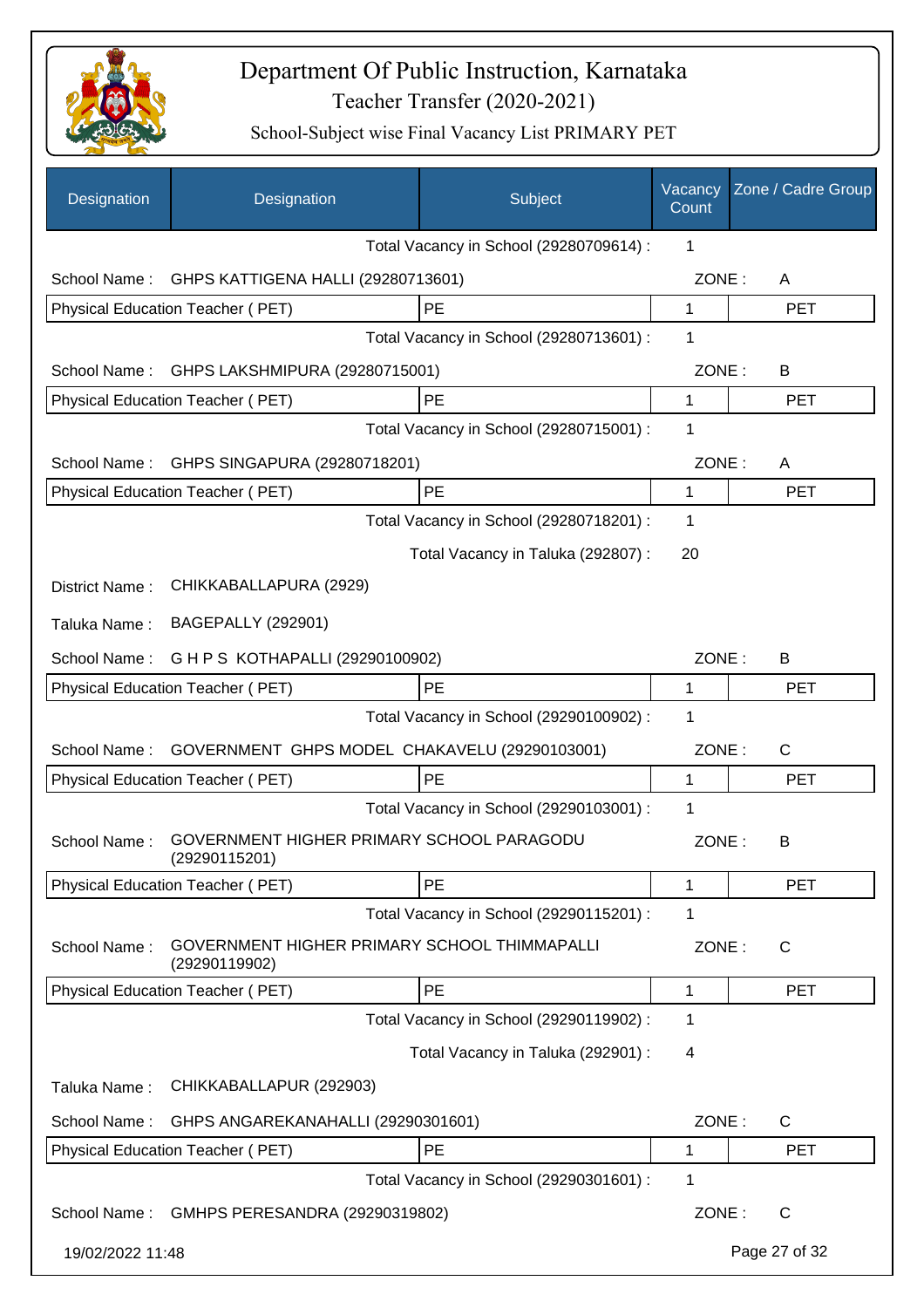# Department Of Public Instruction, Karnataka

Teacher Transfer (2020-2021)

School-Subject wise Final Vacancy List PRIMARY PET

| Designation | Designation | Subject | Vacancy Count | Zone / Cadre Group |
|---|---|---|---|---|
| | | Total Vacancy in School (29280709614) : | 1 | |
| School Name : | GHPS KATTIGENA HALLI (29280713601) | | ZONE : | A |
| Physical Education Teacher ( PET) | | PE | 1 | PET |
| | | Total Vacancy in School (29280713601) : | 1 | |
| School Name : | GHPS LAKSHMIPURA (29280715001) | | ZONE : | B |
| Physical Education Teacher ( PET) | | PE | 1 | PET |
| | | Total Vacancy in School (29280715001) : | 1 | |
| School Name : | GHPS SINGAPURA (29280718201) | | ZONE : | A |
| Physical Education Teacher ( PET) | | PE | 1 | PET |
| | | Total Vacancy in School (29280718201) : | 1 | |
| | | Total Vacancy in Taluka (292807) : | 20 | |
| District Name : | CHIKKABALLAPURA (2929) | | | |
| Taluka Name : | BAGEPALLY (292901) | | | |
| School Name : | G H P S KOTHAPALLI (29290100902) | | ZONE : | B |
| Physical Education Teacher ( PET) | | PE | 1 | PET |
| | | Total Vacancy in School (29290100902) : | 1 | |
| School Name : | GOVERNMENT GHPS MODEL CHAKAVELU (29290103001) | | ZONE : | C |
| Physical Education Teacher ( PET) | | PE | 1 | PET |
| | | Total Vacancy in School (29290103001) : | 1 | |
| School Name : | GOVERNMENT HIGHER PRIMARY SCHOOL PARAGODU (29290115201) | | ZONE : | B |
| Physical Education Teacher ( PET) | | PE | 1 | PET |
| | | Total Vacancy in School (29290115201) : | 1 | |
| School Name : | GOVERNMENT HIGHER PRIMARY SCHOOL THIMMAPALLI (29290119902) | | ZONE : | C |
| Physical Education Teacher ( PET) | | PE | 1 | PET |
| | | Total Vacancy in School (29290119902) : | 1 | |
| | | Total Vacancy in Taluka (292901) : | 4 | |
| Taluka Name : | CHIKKABALLAPUR (292903) | | | |
| School Name : | GHPS ANGAREKANAHALLI (29290301601) | | ZONE : | C |
| Physical Education Teacher ( PET) | | PE | 1 | PET |
| | | Total Vacancy in School (29290301601) : | 1 | |
| School Name : | GMHPS PERESANDRA (29290319802) | | ZONE : | C |

19/02/2022 11:48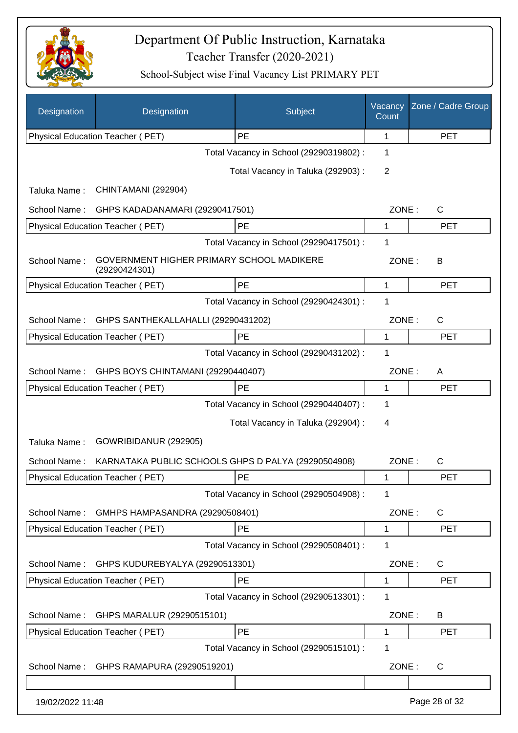# Department Of Public Instruction, Karnataka

## Teacher Transfer (2020-2021)

### School-Subject wise Final Vacancy List PRIMARY PET

| Designation | Designation | Subject | Vacancy Count | Zone / Cadre Group |
|---|---|---|---|---|
| Physical Education Teacher ( PET) | | PE | 1 | PET |
| | | Total Vacancy in School (29290319802) : | 1 | |
| | | Total Vacancy in Taluka (292903) : | 2 | |
| Taluka Name : | CHINTAMANI (292904) | | | |
| School Name : | GHPS KADADANAMARI (29290417501) | | ZONE : | C |
| Physical Education Teacher ( PET) | | PE | 1 | PET |
| | | Total Vacancy in School (29290417501) : | 1 | |
| School Name : | GOVERNMENT HIGHER PRIMARY SCHOOL MADIKERE (29290424301) | | ZONE : | B |
| Physical Education Teacher ( PET) | | PE | 1 | PET |
| | | Total Vacancy in School (29290424301) : | 1 | |
| School Name : | GHPS SANTHEKALLAHALLI (29290431202) | | ZONE : | C |
| Physical Education Teacher ( PET) | | PE | 1 | PET |
| | | Total Vacancy in School (29290431202) : | 1 | |
| School Name : | GHPS BOYS CHINTAMANI (29290440407) | | ZONE : | A |
| Physical Education Teacher ( PET) | | PE | 1 | PET |
| | | Total Vacancy in School (29290440407) : | 1 | |
| | | Total Vacancy in Taluka (292904) : | 4 | |
| Taluka Name : | GOWRIBIDANUR (292905) | | | |
| School Name : | KARNATAKA PUBLIC SCHOOLS GHPS D PALYA (29290504908) | | ZONE : | C |
| Physical Education Teacher ( PET) | | PE | 1 | PET |
| | | Total Vacancy in School (29290504908) : | 1 | |
| School Name : | GMHPS HAMPASANDRA (29290508401) | | ZONE : | C |
| Physical Education Teacher ( PET) | | PE | 1 | PET |
| | | Total Vacancy in School (29290508401) : | 1 | |
| School Name : | GHPS KUDUREBYALYA (29290513301) | | ZONE : | C |
| Physical Education Teacher ( PET) | | PE | 1 | PET |
| | | Total Vacancy in School (29290513301) : | 1 | |
| School Name : | GHPS MARALUR (29290515101) | | ZONE : | B |
| Physical Education Teacher ( PET) | | PE | 1 | PET |
| | | Total Vacancy in School (29290515101) : | 1 | |
| School Name : | GHPS RAMAPURA (29290519201) | | ZONE : | C |
| | | | | |

19/02/2022 11:48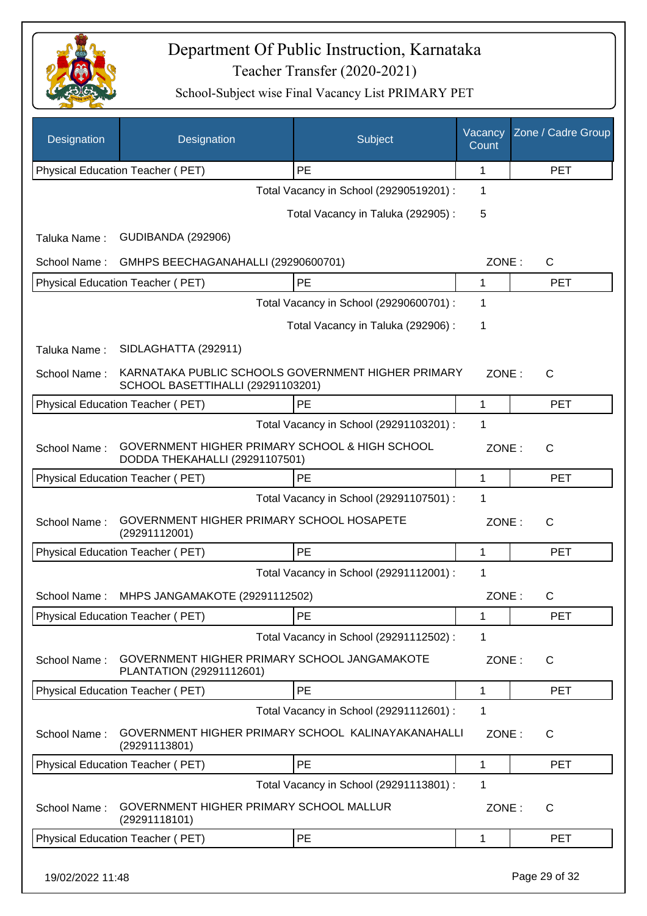# Department Of Public Instruction, Karnataka

## Teacher Transfer (2020-2021)

### School-Subject wise Final Vacancy List PRIMARY PET

| Designation | Designation | Subject | Vacancy Count | Zone / Cadre Group |
|---|---|---|---|---|
| Physical Education Teacher ( PET) | | PE | 1 | PET |

Total Vacancy in School (29290519201) : 1

Total Vacancy in Taluka (292905) : 5

Taluka Name : GUDIBANDA (292906)

School Name : GMHPS BEECHAGANAHALLI (29290600701) ZONE : C

| Designation | Subject | Vacancy Count | Zone / Cadre Group |
|---|---|---|---|
| Physical Education Teacher ( PET) | PE | 1 | PET |

Total Vacancy in School (29290600701) : 1

Total Vacancy in Taluka (292906) : 1

Taluka Name : SIDLAGHATTA (292911)

School Name : KARNATAKA PUBLIC SCHOOLS GOVERNMENT HIGHER PRIMARY SCHOOL BASETTIHALLI (29291103201) ZONE : C

| Designation | Subject | Vacancy Count | Zone / Cadre Group |
|---|---|---|---|
| Physical Education Teacher ( PET) | PE | 1 | PET |

Total Vacancy in School (29291103201) : 1

School Name : GOVERNMENT HIGHER PRIMARY SCHOOL & HIGH SCHOOL DODDA THEKAHALLI (29291107501) ZONE : C

| Designation | Subject | Vacancy Count | Zone / Cadre Group |
|---|---|---|---|
| Physical Education Teacher ( PET) | PE | 1 | PET |

Total Vacancy in School (29291107501) : 1

School Name : GOVERNMENT HIGHER PRIMARY SCHOOL HOSAPETE (29291112001) ZONE : C

| Designation | Subject | Vacancy Count | Zone / Cadre Group |
|---|---|---|---|
| Physical Education Teacher ( PET) | PE | 1 | PET |

Total Vacancy in School (29291112001) : 1

School Name : MHPS JANGAMAKOTE (29291112502) ZONE : C

| Designation | Subject | Vacancy Count | Zone / Cadre Group |
|---|---|---|---|
| Physical Education Teacher ( PET) | PE | 1 | PET |

Total Vacancy in School (29291112502) : 1

School Name : GOVERNMENT HIGHER PRIMARY SCHOOL JANGAMAKOTE PLANTATION (29291112601) ZONE : C

| Designation | Subject | Vacancy Count | Zone / Cadre Group |
|---|---|---|---|
| Physical Education Teacher ( PET) | PE | 1 | PET |

Total Vacancy in School (29291112601) : 1

School Name : GOVERNMENT HIGHER PRIMARY SCHOOL KALINAYAKANAHALLI (29291113801) ZONE : C

| Designation | Subject | Vacancy Count | Zone / Cadre Group |
|---|---|---|---|
| Physical Education Teacher ( PET) | PE | 1 | PET |

Total Vacancy in School (29291113801) : 1

School Name : GOVERNMENT HIGHER PRIMARY SCHOOL MALLUR (29291118101) ZONE : C

| Designation | Subject | Vacancy Count | Zone / Cadre Group |
|---|---|---|---|
| Physical Education Teacher ( PET) | PE | 1 | PET |

19/02/2022 11:48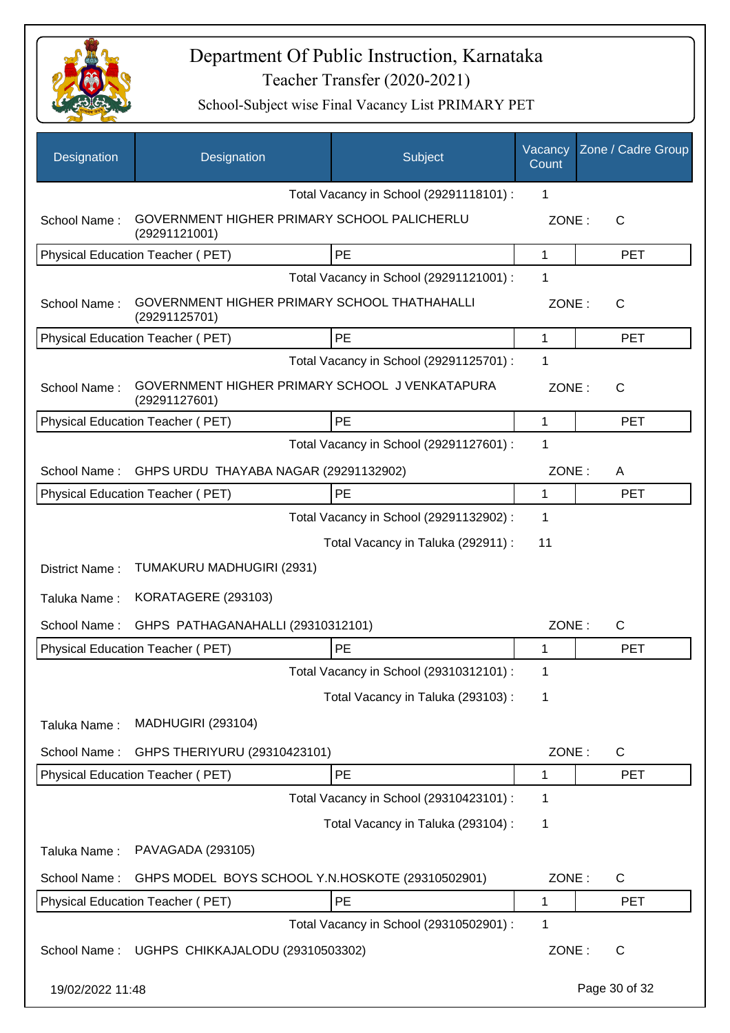| Designation | Designation | Subject | Vacancy Count | Zone / Cadre Group |
|---|---|---|---|---|
| | | Total Vacancy in School (29291118101) : | 1 | |
| School Name : | GOVERNMENT HIGHER PRIMARY SCHOOL PALICHERLU (29291121001) | | ZONE : | C |
| Physical Education Teacher ( PET) | | PE | 1 | PET |
| | | Total Vacancy in School (29291121001) : | 1 | |
| School Name : | GOVERNMENT HIGHER PRIMARY SCHOOL THATHAHALLI (29291125701) | | ZONE : | C |
| Physical Education Teacher ( PET) | | PE | 1 | PET |
| | | Total Vacancy in School (29291125701) : | 1 | |
| School Name : | GOVERNMENT HIGHER PRIMARY SCHOOL J VENKATAPURA (29291127601) | | ZONE : | C |
| Physical Education Teacher ( PET) | | PE | 1 | PET |
| | | Total Vacancy in School (29291127601) : | 1 | |
| School Name : | GHPS URDU THAYABA NAGAR (29291132902) | | ZONE : | A |
| Physical Education Teacher ( PET) | | PE | 1 | PET |
| | | Total Vacancy in School (29291132902) : | 1 | |
| | | Total Vacancy in Taluka (292911) : | 11 | |
| District Name : | TUMAKURU MADHUGIRI (2931) | | | |
| Taluka Name : | KORATAGERE (293103) | | | |
| School Name : | GHPS PATHAGANAHALLI (29310312101) | | ZONE : | C |
| Physical Education Teacher ( PET) | | PE | 1 | PET |
| | | Total Vacancy in School (29310312101) : | 1 | |
| | | Total Vacancy in Taluka (293103) : | 1 | |
| Taluka Name : | MADHUGIRI (293104) | | | |
| School Name : | GHPS THERIYURU (29310423101) | | ZONE : | C |
| Physical Education Teacher ( PET) | | PE | 1 | PET |
| | | Total Vacancy in School (29310423101) : | 1 | |
| | | Total Vacancy in Taluka (293104) : | 1 | |
| Taluka Name : | PAVAGADA (293105) | | | |
| School Name : | GHPS MODEL BOYS SCHOOL Y.N.HOSKOTE (29310502901) | | ZONE : | C |
| Physical Education Teacher ( PET) | | PE | 1 | PET |
| | | Total Vacancy in School (29310502901) : | 1 | |
| School Name : | UGHPS CHIKKAJALODU (29310503302) | | ZONE : | C |

19/02/2022 11:48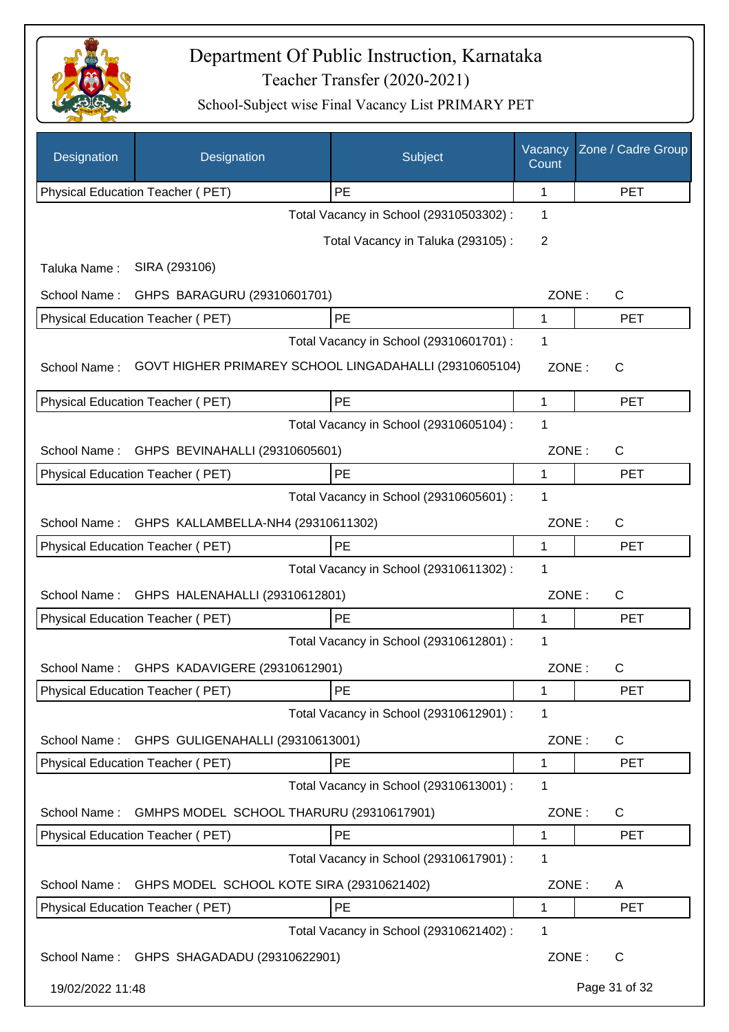# Department Of Public Instruction, Karnataka

Teacher Transfer (2020-2021)

School-Subject wise Final Vacancy List PRIMARY PET

| Designation | Designation | Subject | Vacancy Count | Zone / Cadre Group |
|---|---|---|---|---|
| Physical Education Teacher ( PET) | | PE | 1 | PET |

Total Vacancy in School (29310503302) : 1

Total Vacancy in Taluka (293105) : 2

Taluka Name : SIRA (293106)

School Name : GHPS BARAGURU (29310601701) ZONE : C

| Physical Education Teacher ( PET) | PE | 1 | PET |
|---|---|---|---|

Total Vacancy in School (29310601701) : 1

School Name : GOVT HIGHER PRIMAREY SCHOOL LINGADAHALLI (29310605104) ZONE : C

| Physical Education Teacher ( PET) | PE | 1 | PET |
|---|---|---|---|

Total Vacancy in School (29310605104) : 1

School Name : GHPS BEVINAHALLI (29310605601) ZONE : C

| Physical Education Teacher ( PET) | PE | 1 | PET |
|---|---|---|---|

Total Vacancy in School (29310605601) : 1

School Name : GHPS KALLAMBELLA-NH4 (29310611302) ZONE : C

| Physical Education Teacher ( PET) | PE | 1 | PET |
|---|---|---|---|

Total Vacancy in School (29310611302) : 1

School Name : GHPS HALENAHALLI (29310612801) ZONE : C

| Physical Education Teacher ( PET) | PE | 1 | PET |
|---|---|---|---|

Total Vacancy in School (29310612801) : 1

School Name : GHPS KADAVIGERE (29310612901) ZONE : C

| Physical Education Teacher ( PET) | PE | 1 | PET |
|---|---|---|---|

Total Vacancy in School (29310612901) : 1

School Name : GHPS GULIGENAHALLI (29310613001) ZONE : C

| Physical Education Teacher ( PET) | PE | 1 | PET |
|---|---|---|---|

Total Vacancy in School (29310613001) : 1

School Name : GMHPS MODEL SCHOOL THARURU (29310617901) ZONE : C

| Physical Education Teacher ( PET) | PE | 1 | PET |
|---|---|---|---|

Total Vacancy in School (29310617901) : 1

School Name : GHPS MODEL SCHOOL KOTE SIRA (29310621402) ZONE : A

| Physical Education Teacher ( PET) | PE | 1 | PET |
|---|---|---|---|

Total Vacancy in School (29310621402) : 1

School Name : GHPS SHAGADADU (29310622901) ZONE : C

19/02/2022 11:48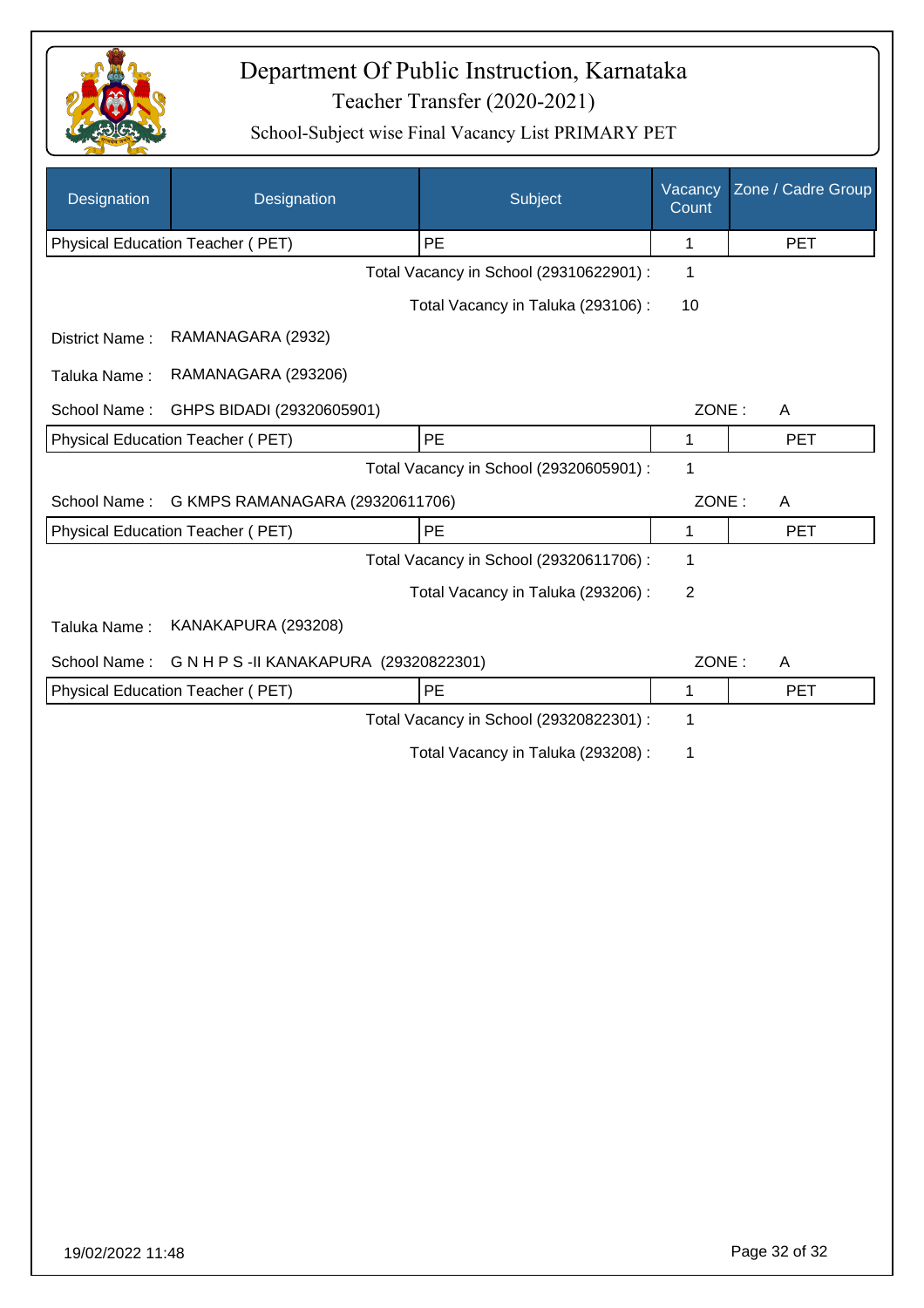# Department Of Public Instruction, Karnataka

Teacher Transfer (2020-2021)

School-Subject wise Final Vacancy List PRIMARY PET

| Designation | Designation | Subject | Vacancy Count | Zone / Cadre Group |
|---|---|---|---|---|
| Physical Education Teacher ( PET) | | PE | 1 | PET |

Total Vacancy in School (29310622901) : 1

Total Vacancy in Taluka (293106) : 10

District Name : RAMANAGARA (2932)

Taluka Name : RAMANAGARA (293206)

School Name : GHPS BIDADI (29320605901) ZONE : A

| | | | | |
|---|---|---|---|---|
| Physical Education Teacher ( PET) | | PE | 1 | PET |

Total Vacancy in School (29320605901) : 1

School Name : G KMPS RAMANAGARA (29320611706) ZONE : A

| | | | | |
|---|---|---|---|---|
| Physical Education Teacher ( PET) | | PE | 1 | PET |

Total Vacancy in School (29320611706) : 1

Total Vacancy in Taluka (293206) : 2

Taluka Name : KANAKAPURA (293208)

School Name : G N H P S -II KANAKAPURA (29320822301) ZONE : A

| | | | | |
|---|---|---|---|---|
| Physical Education Teacher ( PET) | | PE | 1 | PET |

Total Vacancy in School (29320822301) : 1

Total Vacancy in Taluka (293208) : 1

19/02/2022 11:48